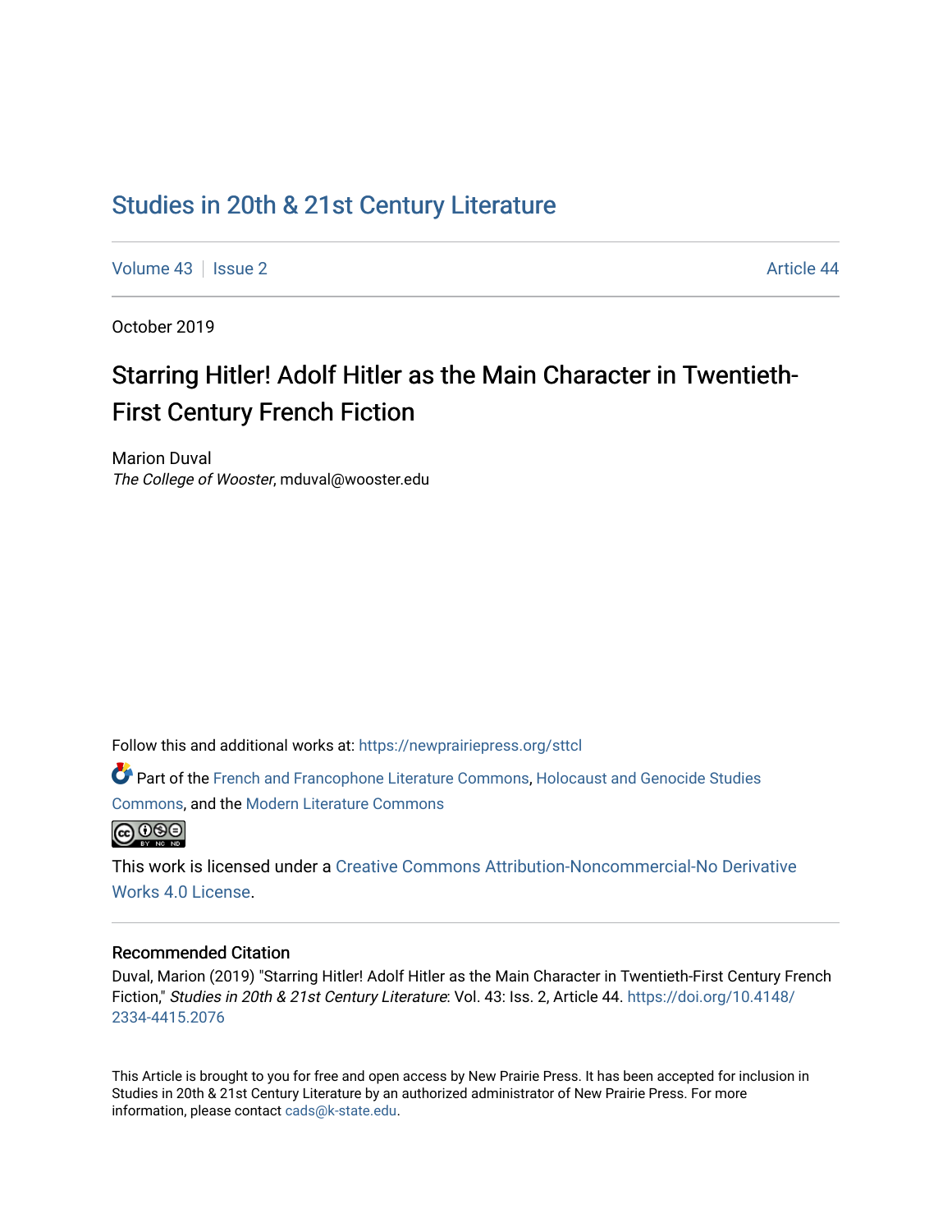# Studies in 20th & 21st Century Literature

Volume 43 | Issue 2 | Article 44

October 2019

## Starring Hitler! Adolf Hitler as the Main Character in Twentieth-First Century French Fiction

Marion Duval
*The College of Wooster*, mduval@wooster.edu

Follow this and additional works at: https://newprairiepress.org/sttcl

Part of the French and Francophone Literature Commons, Holocaust and Genocide Studies Commons, and the Modern Literature Commons

This work is licensed under a Creative Commons Attribution-Noncommercial-No Derivative Works 4.0 License.

### Recommended Citation

Duval, Marion (2019) "Starring Hitler! Adolf Hitler as the Main Character in Twentieth-First Century French Fiction," *Studies in 20th & 21st Century Literature*: Vol. 43: Iss. 2, Article 44. https://doi.org/10.4148/2334-4415.2076

This Article is brought to you for free and open access by New Prairie Press. It has been accepted for inclusion in Studies in 20th & 21st Century Literature by an authorized administrator of New Prairie Press. For more information, please contact cads@k-state.edu.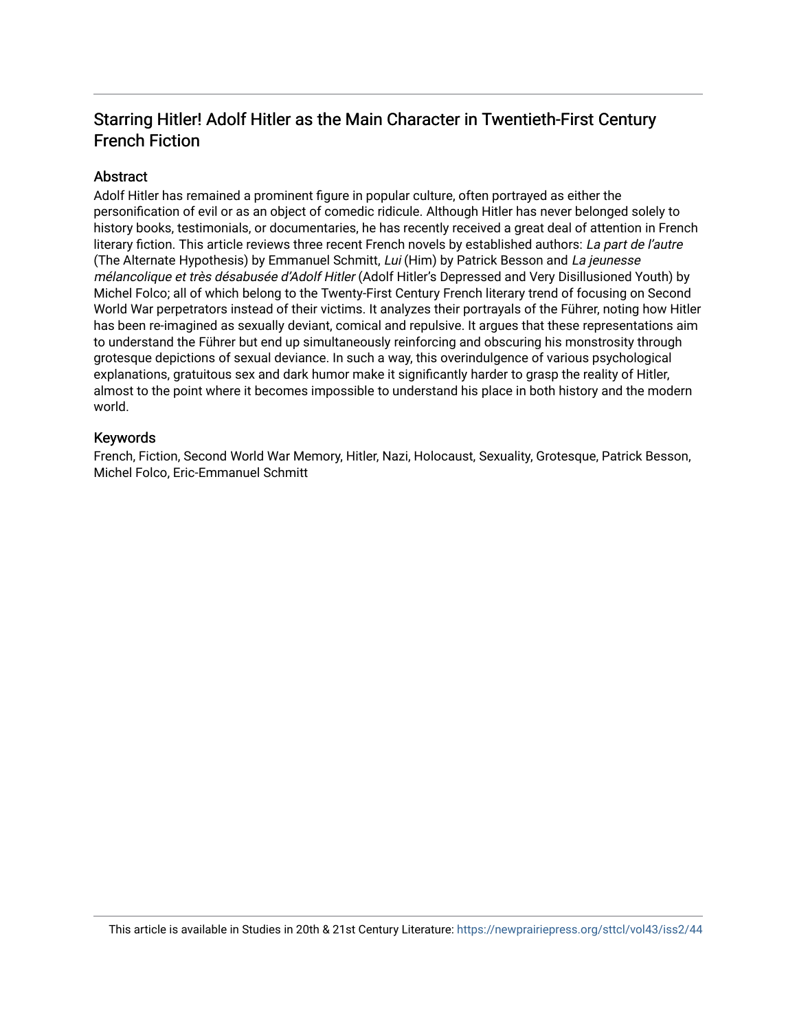## Starring Hitler! Adolf Hitler as the Main Character in Twentieth-First Century French Fiction

### Abstract

Adolf Hitler has remained a prominent figure in popular culture, often portrayed as either the personification of evil or as an object of comedic ridicule. Although Hitler has never belonged solely to history books, testimonials, or documentaries, he has recently received a great deal of attention in French literary fiction. This article reviews three recent French novels by established authors: *La part de l'autre* (The Alternate Hypothesis) by Emmanuel Schmitt, *Lui* (Him) by Patrick Besson and *La jeunesse mélancolique et très désabusée d'Adolf Hitler* (Adolf Hitler's Depressed and Very Disillusioned Youth) by Michel Folco; all of which belong to the Twenty-First Century French literary trend of focusing on Second World War perpetrators instead of their victims. It analyzes their portrayals of the Führer, noting how Hitler has been re-imagined as sexually deviant, comical and repulsive. It argues that these representations aim to understand the Führer but end up simultaneously reinforcing and obscuring his monstrosity through grotesque depictions of sexual deviance. In such a way, this overindulgence of various psychological explanations, gratuitous sex and dark humor make it significantly harder to grasp the reality of Hitler, almost to the point where it becomes impossible to understand his place in both history and the modern world.

### Keywords

French, Fiction, Second World War Memory, Hitler, Nazi, Holocaust, Sexuality, Grotesque, Patrick Besson, Michel Folco, Eric-Emmanuel Schmitt

This article is available in Studies in 20th & 21st Century Literature: https://newprairiepress.org/sttcl/vol43/iss2/44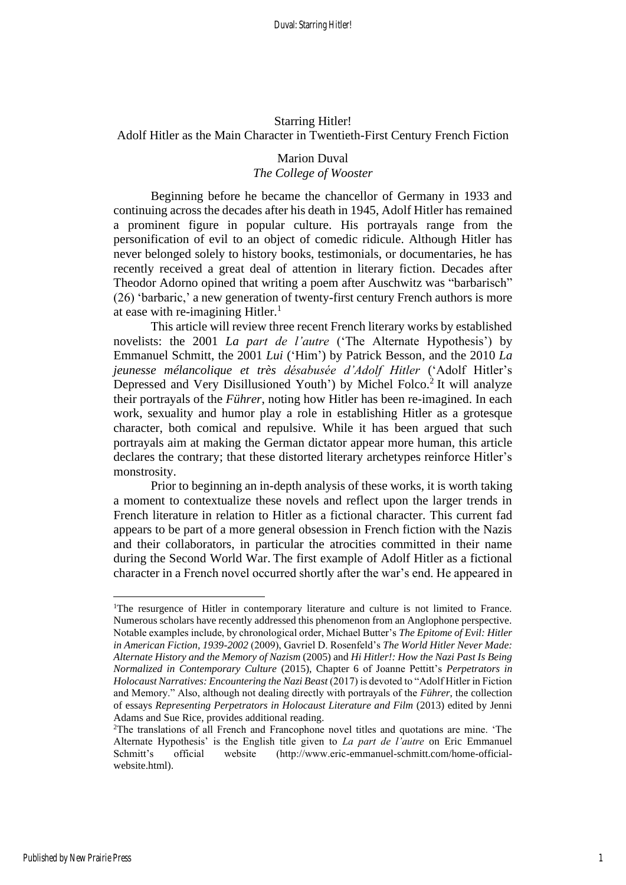# Starring Hitler!

## Adolf Hitler as the Main Character in Twentieth-First Century French Fiction

Marion Duval

*The College of Wooster*

Beginning before he became the chancellor of Germany in 1933 and continuing across the decades after his death in 1945, Adolf Hitler has remained a prominent figure in popular culture. His portrayals range from the personification of evil to an object of comedic ridicule. Although Hitler has never belonged solely to history books, testimonials, or documentaries, he has recently received a great deal of attention in literary fiction. Decades after Theodor Adorno opined that writing a poem after Auschwitz was "barbarisch" (26) 'barbaric,' a new generation of twenty-first century French authors is more at ease with re-imagining Hitler.[1]

This article will review three recent French literary works by established novelists: the 2001 *La part de l'autre* ('The Alternate Hypothesis') by Emmanuel Schmitt, the 2001 *Lui* ('Him') by Patrick Besson, and the 2010 *La jeunesse mélancolique et très désabusée d'Adolf Hitler* ('Adolf Hitler's Depressed and Very Disillusioned Youth') by Michel Folco.[2] It will analyze their portrayals of the *Führer*, noting how Hitler has been re-imagined. In each work, sexuality and humor play a role in establishing Hitler as a grotesque character, both comical and repulsive. While it has been argued that such portrayals aim at making the German dictator appear more human, this article declares the contrary; that these distorted literary archetypes reinforce Hitler's monstrosity.

Prior to beginning an in-depth analysis of these works, it is worth taking a moment to contextualize these novels and reflect upon the larger trends in French literature in relation to Hitler as a fictional character. This current fad appears to be part of a more general obsession in French fiction with the Nazis and their collaborators, in particular the atrocities committed in their name during the Second World War. The first example of Adolf Hitler as a fictional character in a French novel occurred shortly after the war's end. He appeared in

---

[1]The resurgence of Hitler in contemporary literature and culture is not limited to France. Numerous scholars have recently addressed this phenomenon from an Anglophone perspective. Notable examples include, by chronological order, Michael Butter's *The Epitome of Evil: Hitler in American Fiction, 1939-2002* (2009), Gavriel D. Rosenfeld's *The World Hitler Never Made: Alternate History and the Memory of Nazism* (2005) and *Hi Hitler!: How the Nazi Past Is Being Normalized in Contemporary Culture* (2015), Chapter 6 of Joanne Pettitt's *Perpetrators in Holocaust Narratives: Encountering the Nazi Beast* (2017) is devoted to "Adolf Hitler in Fiction and Memory." Also, although not dealing directly with portrayals of the *Führer*, the collection of essays *Representing Perpetrators in Holocaust Literature and Film* (2013) edited by Jenni Adams and Sue Rice, provides additional reading.

[2]The translations of all French and Francophone novel titles and quotations are mine. 'The Alternate Hypothesis' is the English title given to *La part de l'autre* on Eric Emmanuel Schmitt's official website (http://www.eric-emmanuel-schmitt.com/home-official-website.html).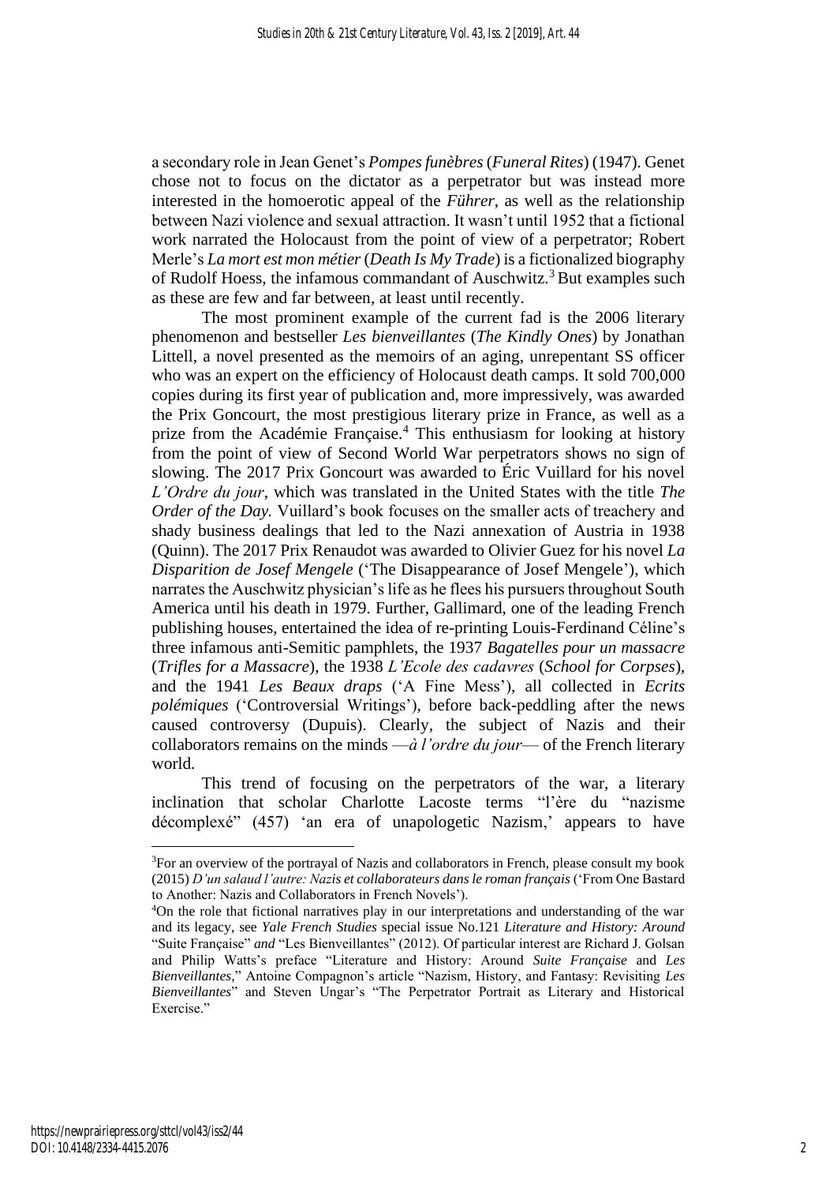a secondary role in Jean Genet's *Pompes funèbres* (*Funeral Rites*) (1947). Genet chose not to focus on the dictator as a perpetrator but was instead more interested in the homoerotic appeal of the *Führer*, as well as the relationship between Nazi violence and sexual attraction. It wasn't until 1952 that a fictional work narrated the Holocaust from the point of view of a perpetrator; Robert Merle's *La mort est mon métier* (*Death Is My Trade*) is a fictionalized biography of Rudolf Hoess, the infamous commandant of Auschwitz.[3] But examples such as these are few and far between, at least until recently.

The most prominent example of the current fad is the 2006 literary phenomenon and bestseller *Les bienveillantes* (*The Kindly Ones*) by Jonathan Littell, a novel presented as the memoirs of an aging, unrepentant SS officer who was an expert on the efficiency of Holocaust death camps. It sold 700,000 copies during its first year of publication and, more impressively, was awarded the Prix Goncourt, the most prestigious literary prize in France, as well as a prize from the Académie Française.[4] This enthusiasm for looking at history from the point of view of Second World War perpetrators shows no sign of slowing. The 2017 Prix Goncourt was awarded to Éric Vuillard for his novel *L'Ordre du jour*, which was translated in the United States with the title *The Order of the Day.* Vuillard's book focuses on the smaller acts of treachery and shady business dealings that led to the Nazi annexation of Austria in 1938 (Quinn). The 2017 Prix Renaudot was awarded to Olivier Guez for his novel *La Disparition de Josef Mengele* ('The Disappearance of Josef Mengele'), which narrates the Auschwitz physician's life as he flees his pursuers throughout South America until his death in 1979. Further, Gallimard, one of the leading French publishing houses, entertained the idea of re-printing Louis-Ferdinand Céline's three infamous anti-Semitic pamphlets, the 1937 *Bagatelles pour un massacre* (*Trifles for a Massacre*), the 1938 *L'Ecole des cadavres* (*School for Corpses*), and the 1941 *Les Beaux draps* ('A Fine Mess'), all collected in *Ecrits polémiques* ('Controversial Writings'), before back-peddling after the news caused controversy (Dupuis). Clearly, the subject of Nazis and their collaborators remains on the minds —*à l'ordre du jour*— of the French literary world.

This trend of focusing on the perpetrators of the war, a literary inclination that scholar Charlotte Lacoste terms "l'ère du "nazisme décomplexé" (457) 'an era of unapologetic Nazism,' appears to have

---

[3]For an overview of the portrayal of Nazis and collaborators in French, please consult my book (2015) *D'un salaud l'autre: Nazis et collaborateurs dans le roman français* ('From One Bastard to Another: Nazis and Collaborators in French Novels').

[4]On the role that fictional narratives play in our interpretations and understanding of the war and its legacy, see *Yale French Studies* special issue No.121 *Literature and History: Around* "Suite Française" *and* "Les Bienveillantes" (2012). Of particular interest are Richard J. Golsan and Philip Watts's preface "Literature and History: Around *Suite Française* and *Les Bienveillantes*," Antoine Compagnon's article "Nazism, History, and Fantasy: Revisiting *Les Bienveillantes*" and Steven Ungar's "The Perpetrator Portrait as Literary and Historical Exercise."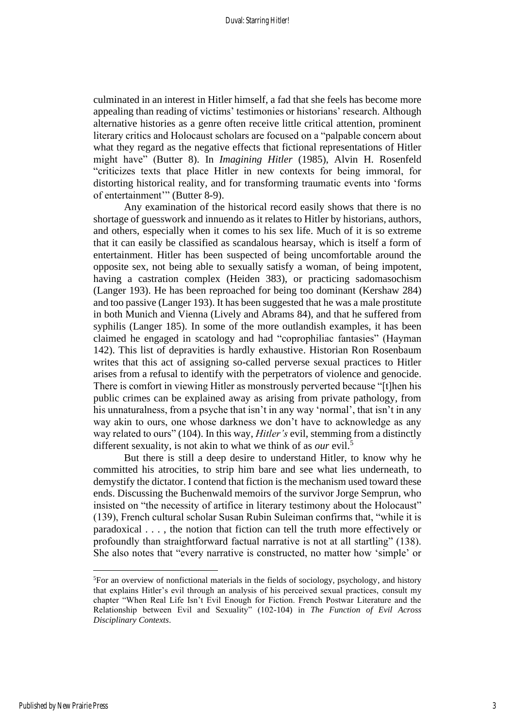culminated in an interest in Hitler himself, a fad that she feels has become more appealing than reading of victims' testimonies or historians' research. Although alternative histories as a genre often receive little critical attention, prominent literary critics and Holocaust scholars are focused on a "palpable concern about what they regard as the negative effects that fictional representations of Hitler might have" (Butter 8). In *Imagining Hitler* (1985), Alvin H. Rosenfeld "criticizes texts that place Hitler in new contexts for being immoral, for distorting historical reality, and for transforming traumatic events into 'forms of entertainment'" (Butter 8-9).

Any examination of the historical record easily shows that there is no shortage of guesswork and innuendo as it relates to Hitler by historians, authors, and others, especially when it comes to his sex life. Much of it is so extreme that it can easily be classified as scandalous hearsay, which is itself a form of entertainment. Hitler has been suspected of being uncomfortable around the opposite sex, not being able to sexually satisfy a woman, of being impotent, having a castration complex (Heiden 383), or practicing sadomasochism (Langer 193). He has been reproached for being too dominant (Kershaw 284) and too passive (Langer 193). It has been suggested that he was a male prostitute in both Munich and Vienna (Lively and Abrams 84), and that he suffered from syphilis (Langer 185). In some of the more outlandish examples, it has been claimed he engaged in scatology and had "coprophiliac fantasies" (Hayman 142). This list of depravities is hardly exhaustive. Historian Ron Rosenbaum writes that this act of assigning so-called perverse sexual practices to Hitler arises from a refusal to identify with the perpetrators of violence and genocide. There is comfort in viewing Hitler as monstrously perverted because "[t]hen his public crimes can be explained away as arising from private pathology, from his unnaturalness, from a psyche that isn't in any way 'normal', that isn't in any way akin to ours, one whose darkness we don't have to acknowledge as any way related to ours" (104). In this way, *Hitler's* evil, stemming from a distinctly different sexuality, is not akin to what we think of as *our* evil.[5]

But there is still a deep desire to understand Hitler, to know why he committed his atrocities, to strip him bare and see what lies underneath, to demystify the dictator. I contend that fiction is the mechanism used toward these ends. Discussing the Buchenwald memoirs of the survivor Jorge Semprun, who insisted on "the necessity of artifice in literary testimony about the Holocaust" (139), French cultural scholar Susan Rubin Suleiman confirms that, "while it is paradoxical . . . , the notion that fiction can tell the truth more effectively or profoundly than straightforward factual narrative is not at all startling" (138). She also notes that "every narrative is constructed, no matter how 'simple' or

---

[5]For an overview of nonfictional materials in the fields of sociology, psychology, and history that explains Hitler's evil through an analysis of his perceived sexual practices, consult my chapter "When Real Life Isn't Evil Enough for Fiction. French Postwar Literature and the Relationship between Evil and Sexuality" (102-104) in *The Function of Evil Across Disciplinary Contexts*.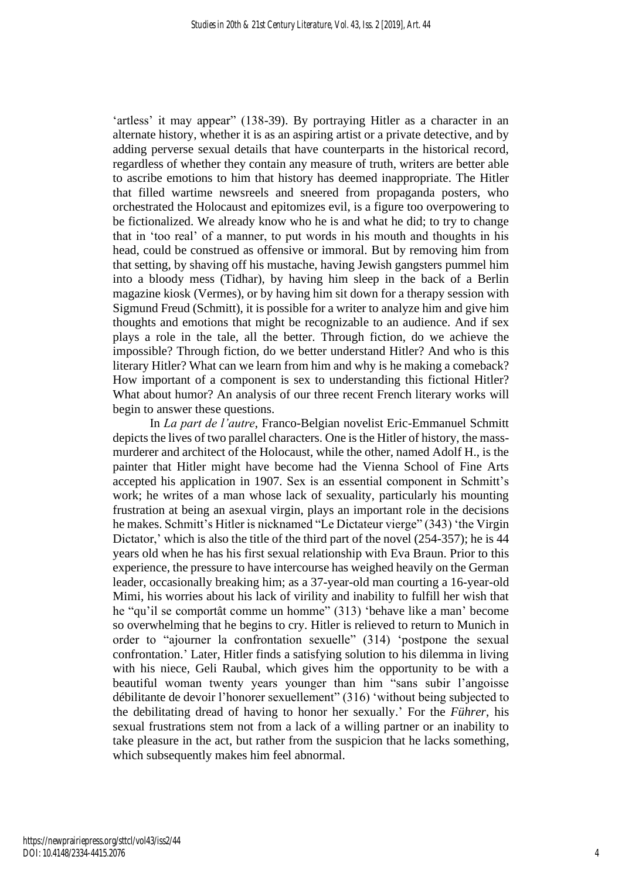'artless' it may appear" (138-39). By portraying Hitler as a character in an alternate history, whether it is as an aspiring artist or a private detective, and by adding perverse sexual details that have counterparts in the historical record, regardless of whether they contain any measure of truth, writers are better able to ascribe emotions to him that history has deemed inappropriate. The Hitler that filled wartime newsreels and sneered from propaganda posters, who orchestrated the Holocaust and epitomizes evil, is a figure too overpowering to be fictionalized. We already know who he is and what he did; to try to change that in 'too real' of a manner, to put words in his mouth and thoughts in his head, could be construed as offensive or immoral. But by removing him from that setting, by shaving off his mustache, having Jewish gangsters pummel him into a bloody mess (Tidhar), by having him sleep in the back of a Berlin magazine kiosk (Vermes), or by having him sit down for a therapy session with Sigmund Freud (Schmitt), it is possible for a writer to analyze him and give him thoughts and emotions that might be recognizable to an audience. And if sex plays a role in the tale, all the better. Through fiction, do we achieve the impossible? Through fiction, do we better understand Hitler? And who is this literary Hitler? What can we learn from him and why is he making a comeback? How important of a component is sex to understanding this fictional Hitler? What about humor? An analysis of our three recent French literary works will begin to answer these questions.

In *La part de l'autre*, Franco-Belgian novelist Eric-Emmanuel Schmitt depicts the lives of two parallel characters. One is the Hitler of history, the mass-murderer and architect of the Holocaust, while the other, named Adolf H., is the painter that Hitler might have become had the Vienna School of Fine Arts accepted his application in 1907. Sex is an essential component in Schmitt's work; he writes of a man whose lack of sexuality, particularly his mounting frustration at being an asexual virgin, plays an important role in the decisions he makes. Schmitt's Hitler is nicknamed "Le Dictateur vierge" (343) 'the Virgin Dictator,' which is also the title of the third part of the novel (254-357); he is 44 years old when he has his first sexual relationship with Eva Braun. Prior to this experience, the pressure to have intercourse has weighed heavily on the German leader, occasionally breaking him; as a 37-year-old man courting a 16-year-old Mimi, his worries about his lack of virility and inability to fulfill her wish that he "qu'il se comportât comme un homme" (313) 'behave like a man' become so overwhelming that he begins to cry. Hitler is relieved to return to Munich in order to "ajourner la confrontation sexuelle" (314) 'postpone the sexual confrontation.' Later, Hitler finds a satisfying solution to his dilemma in living with his niece, Geli Raubal, which gives him the opportunity to be with a beautiful woman twenty years younger than him "sans subir l'angoisse débilitante de devoir l'honorer sexuellement" (316) 'without being subjected to the debilitating dread of having to honor her sexually.' For the *Führer*, his sexual frustrations stem not from a lack of a willing partner or an inability to take pleasure in the act, but rather from the suspicion that he lacks something, which subsequently makes him feel abnormal.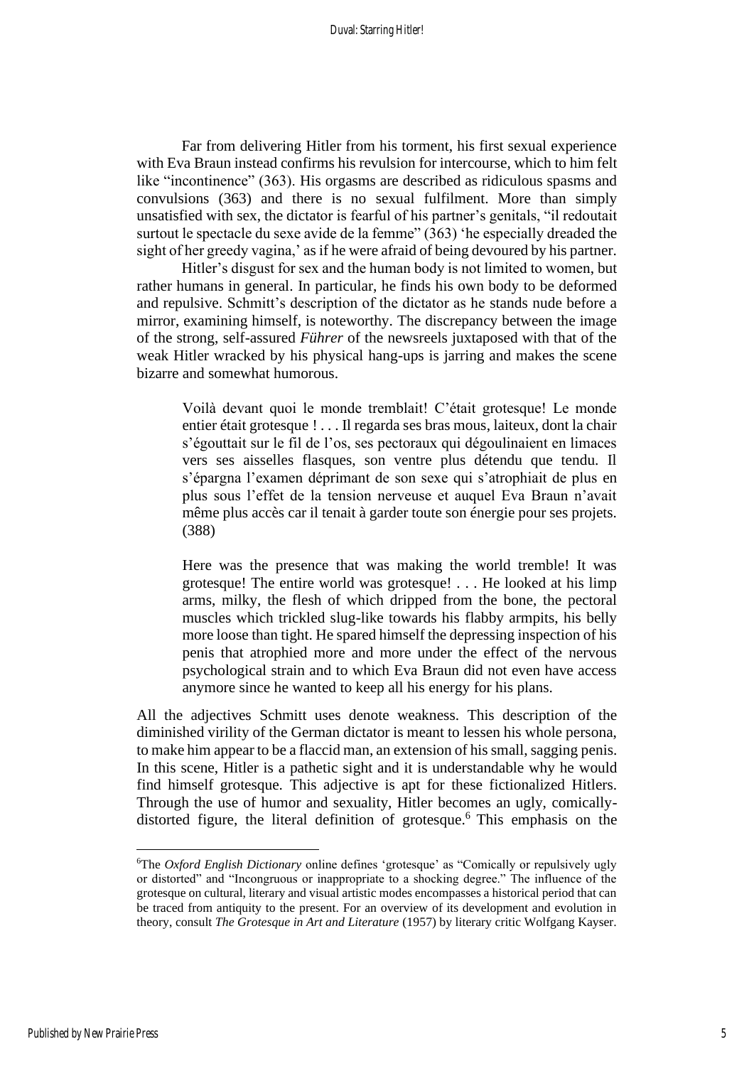Far from delivering Hitler from his torment, his first sexual experience with Eva Braun instead confirms his revulsion for intercourse, which to him felt like "incontinence" (363). His orgasms are described as ridiculous spasms and convulsions (363) and there is no sexual fulfilment. More than simply unsatisfied with sex, the dictator is fearful of his partner's genitals, "il redoutait surtout le spectacle du sexe avide de la femme" (363) 'he especially dreaded the sight of her greedy vagina,' as if he were afraid of being devoured by his partner.

Hitler's disgust for sex and the human body is not limited to women, but rather humans in general. In particular, he finds his own body to be deformed and repulsive. Schmitt's description of the dictator as he stands nude before a mirror, examining himself, is noteworthy. The discrepancy between the image of the strong, self-assured *Führer* of the newsreels juxtaposed with that of the weak Hitler wracked by his physical hang-ups is jarring and makes the scene bizarre and somewhat humorous.

> Voilà devant quoi le monde tremblait! C'était grotesque! Le monde entier était grotesque ! . . . Il regarda ses bras mous, laiteux, dont la chair s'égouttait sur le fil de l'os, ses pectoraux qui dégoulinaient en limaces vers ses aisselles flasques, son ventre plus détendu que tendu. Il s'épargna l'examen déprimant de son sexe qui s'atrophiait de plus en plus sous l'effet de la tension nerveuse et auquel Eva Braun n'avait même plus accès car il tenait à garder toute son énergie pour ses projets. (388)

> Here was the presence that was making the world tremble! It was grotesque! The entire world was grotesque! . . . He looked at his limp arms, milky, the flesh of which dripped from the bone, the pectoral muscles which trickled slug-like towards his flabby armpits, his belly more loose than tight. He spared himself the depressing inspection of his penis that atrophied more and more under the effect of the nervous psychological strain and to which Eva Braun did not even have access anymore since he wanted to keep all his energy for his plans.

All the adjectives Schmitt uses denote weakness. This description of the diminished virility of the German dictator is meant to lessen his whole persona, to make him appear to be a flaccid man, an extension of his small, sagging penis. In this scene, Hitler is a pathetic sight and it is understandable why he would find himself grotesque. This adjective is apt for these fictionalized Hitlers. Through the use of humor and sexuality, Hitler becomes an ugly, comically-distorted figure, the literal definition of grotesque.[6] This emphasis on the

---

[6] The *Oxford English Dictionary* online defines 'grotesque' as "Comically or repulsively ugly or distorted" and "Incongruous or inappropriate to a shocking degree." The influence of the grotesque on cultural, literary and visual artistic modes encompasses a historical period that can be traced from antiquity to the present. For an overview of its development and evolution in theory, consult *The Grotesque in Art and Literature* (1957) by literary critic Wolfgang Kayser.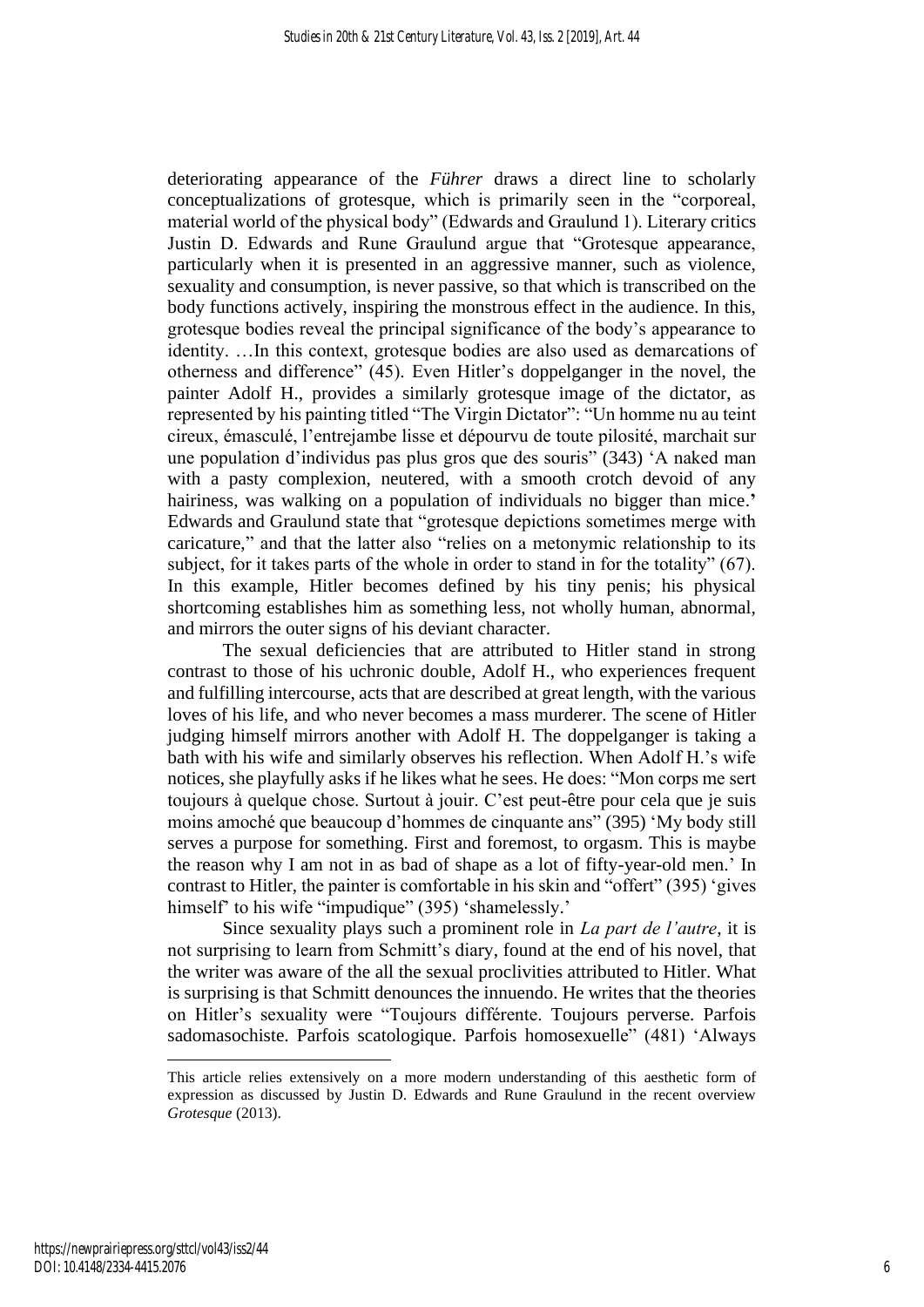deteriorating appearance of the *Führer* draws a direct line to scholarly conceptualizations of grotesque, which is primarily seen in the "corporeal, material world of the physical body" (Edwards and Graulund 1). Literary critics Justin D. Edwards and Rune Graulund argue that "Grotesque appearance, particularly when it is presented in an aggressive manner, such as violence, sexuality and consumption, is never passive, so that which is transcribed on the body functions actively, inspiring the monstrous effect in the audience. In this, grotesque bodies reveal the principal significance of the body's appearance to identity. …In this context, grotesque bodies are also used as demarcations of otherness and difference" (45). Even Hitler's doppelganger in the novel, the painter Adolf H., provides a similarly grotesque image of the dictator, as represented by his painting titled "The Virgin Dictator": "Un homme nu au teint cireux, émasculé, l'entrejambe lisse et dépourvu de toute pilosité, marchait sur une population d'individus pas plus gros que des souris" (343) 'A naked man with a pasty complexion, neutered, with a smooth crotch devoid of any hairiness, was walking on a population of individuals no bigger than mice.' Edwards and Graulund state that "grotesque depictions sometimes merge with caricature," and that the latter also "relies on a metonymic relationship to its subject, for it takes parts of the whole in order to stand in for the totality" (67). In this example, Hitler becomes defined by his tiny penis; his physical shortcoming establishes him as something less, not wholly human, abnormal, and mirrors the outer signs of his deviant character.

The sexual deficiencies that are attributed to Hitler stand in strong contrast to those of his uchronic double, Adolf H., who experiences frequent and fulfilling intercourse, acts that are described at great length, with the various loves of his life, and who never becomes a mass murderer. The scene of Hitler judging himself mirrors another with Adolf H. The doppelganger is taking a bath with his wife and similarly observes his reflection. When Adolf H.'s wife notices, she playfully asks if he likes what he sees. He does: "Mon corps me sert toujours à quelque chose. Surtout à jouir. C'est peut-être pour cela que je suis moins amoché que beaucoup d'hommes de cinquante ans" (395) 'My body still serves a purpose for something. First and foremost, to orgasm. This is maybe the reason why I am not in as bad of shape as a lot of fifty-year-old men.' In contrast to Hitler, the painter is comfortable in his skin and "offert" (395) 'gives himself' to his wife "impudique" (395) 'shamelessly.'

Since sexuality plays such a prominent role in *La part de l'autre*, it is not surprising to learn from Schmitt's diary, found at the end of his novel, that the writer was aware of the all the sexual proclivities attributed to Hitler. What is surprising is that Schmitt denounces the innuendo. He writes that the theories on Hitler's sexuality were "Toujours différente. Toujours perverse. Parfois sadomasochiste. Parfois scatologique. Parfois homosexuelle" (481) 'Always

---

This article relies extensively on a more modern understanding of this aesthetic form of expression as discussed by Justin D. Edwards and Rune Graulund in the recent overview *Grotesque* (2013).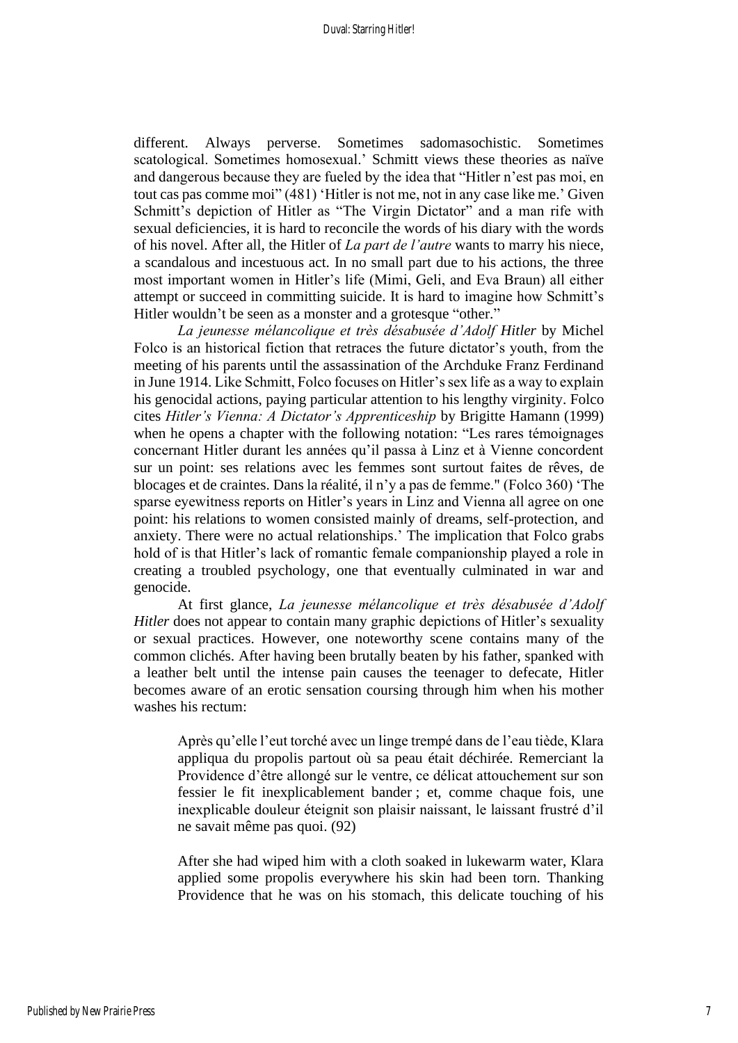different. Always perverse. Sometimes sadomasochistic. Sometimes scatological. Sometimes homosexual.' Schmitt views these theories as naïve and dangerous because they are fueled by the idea that "Hitler n'est pas moi, en tout cas pas comme moi" (481) 'Hitler is not me, not in any case like me.' Given Schmitt's depiction of Hitler as "The Virgin Dictator" and a man rife with sexual deficiencies, it is hard to reconcile the words of his diary with the words of his novel. After all, the Hitler of *La part de l'autre* wants to marry his niece, a scandalous and incestuous act. In no small part due to his actions, the three most important women in Hitler's life (Mimi, Geli, and Eva Braun) all either attempt or succeed in committing suicide. It is hard to imagine how Schmitt's Hitler wouldn't be seen as a monster and a grotesque "other."

*La jeunesse mélancolique et très désabusée d'Adolf Hitler* by Michel Folco is an historical fiction that retraces the future dictator's youth, from the meeting of his parents until the assassination of the Archduke Franz Ferdinand in June 1914. Like Schmitt, Folco focuses on Hitler's sex life as a way to explain his genocidal actions, paying particular attention to his lengthy virginity. Folco cites *Hitler's Vienna: A Dictator's Apprenticeship* by Brigitte Hamann (1999) when he opens a chapter with the following notation: "Les rares témoignages concernant Hitler durant les années qu'il passa à Linz et à Vienne concordent sur un point: ses relations avec les femmes sont surtout faites de rêves, de blocages et de craintes. Dans la réalité, il n'y a pas de femme." (Folco 360) 'The sparse eyewitness reports on Hitler's years in Linz and Vienna all agree on one point: his relations to women consisted mainly of dreams, self-protection, and anxiety. There were no actual relationships.' The implication that Folco grabs hold of is that Hitler's lack of romantic female companionship played a role in creating a troubled psychology, one that eventually culminated in war and genocide.

At first glance, *La jeunesse mélancolique et très désabusée d'Adolf Hitler* does not appear to contain many graphic depictions of Hitler's sexuality or sexual practices. However, one noteworthy scene contains many of the common clichés. After having been brutally beaten by his father, spanked with a leather belt until the intense pain causes the teenager to defecate, Hitler becomes aware of an erotic sensation coursing through him when his mother washes his rectum:

> Après qu'elle l'eut torché avec un linge trempé dans de l'eau tiède, Klara appliqua du propolis partout où sa peau était déchirée. Remerciant la Providence d'être allongé sur le ventre, ce délicat attouchement sur son fessier le fit inexplicablement bander ; et, comme chaque fois, une inexplicable douleur éteignit son plaisir naissant, le laissant frustré d'il ne savait même pas quoi. (92)
>
> After she had wiped him with a cloth soaked in lukewarm water, Klara applied some propolis everywhere his skin had been torn. Thanking Providence that he was on his stomach, this delicate touching of his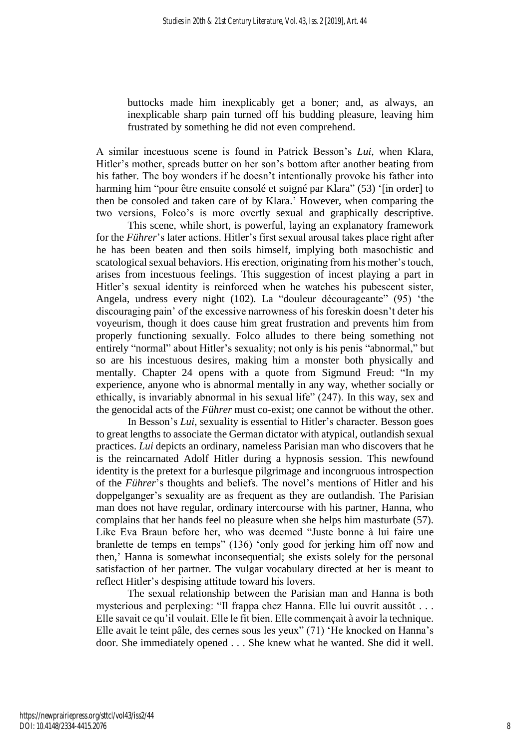> buttocks made him inexplicably get a boner; and, as always, an inexplicable sharp pain turned off his budding pleasure, leaving him frustrated by something he did not even comprehend.

A similar incestuous scene is found in Patrick Besson's *Lui*, when Klara, Hitler's mother, spreads butter on her son's bottom after another beating from his father. The boy wonders if he doesn't intentionally provoke his father into harming him "pour être ensuite consolé et soigné par Klara" (53) '[in order] to then be consoled and taken care of by Klara.' However, when comparing the two versions, Folco's is more overtly sexual and graphically descriptive.

This scene, while short, is powerful, laying an explanatory framework for the *Führer*'s later actions. Hitler's first sexual arousal takes place right after he has been beaten and then soils himself, implying both masochistic and scatological sexual behaviors. His erection, originating from his mother's touch, arises from incestuous feelings. This suggestion of incest playing a part in Hitler's sexual identity is reinforced when he watches his pubescent sister, Angela, undress every night (102). La "douleur décourageante" (95) 'the discouraging pain' of the excessive narrowness of his foreskin doesn't deter his voyeurism, though it does cause him great frustration and prevents him from properly functioning sexually. Folco alludes to there being something not entirely "normal" about Hitler's sexuality; not only is his penis "abnormal," but so are his incestuous desires, making him a monster both physically and mentally. Chapter 24 opens with a quote from Sigmund Freud: "In my experience, anyone who is abnormal mentally in any way, whether socially or ethically, is invariably abnormal in his sexual life" (247). In this way, sex and the genocidal acts of the *Führer* must co-exist; one cannot be without the other.

In Besson's *Lui*, sexuality is essential to Hitler's character. Besson goes to great lengths to associate the German dictator with atypical, outlandish sexual practices. *Lui* depicts an ordinary, nameless Parisian man who discovers that he is the reincarnated Adolf Hitler during a hypnosis session. This newfound identity is the pretext for a burlesque pilgrimage and incongruous introspection of the *Führer*'s thoughts and beliefs. The novel's mentions of Hitler and his doppelganger's sexuality are as frequent as they are outlandish. The Parisian man does not have regular, ordinary intercourse with his partner, Hanna, who complains that her hands feel no pleasure when she helps him masturbate (57). Like Eva Braun before her, who was deemed "Juste bonne à lui faire une branlette de temps en temps" (136) 'only good for jerking him off now and then,' Hanna is somewhat inconsequential; she exists solely for the personal satisfaction of her partner. The vulgar vocabulary directed at her is meant to reflect Hitler's despising attitude toward his lovers.

The sexual relationship between the Parisian man and Hanna is both mysterious and perplexing: "Il frappa chez Hanna. Elle lui ouvrit aussitôt . . . Elle savait ce qu'il voulait. Elle le fit bien. Elle commençait à avoir la technique. Elle avait le teint pâle, des cernes sous les yeux" (71) 'He knocked on Hanna's door. She immediately opened . . . She knew what he wanted. She did it well.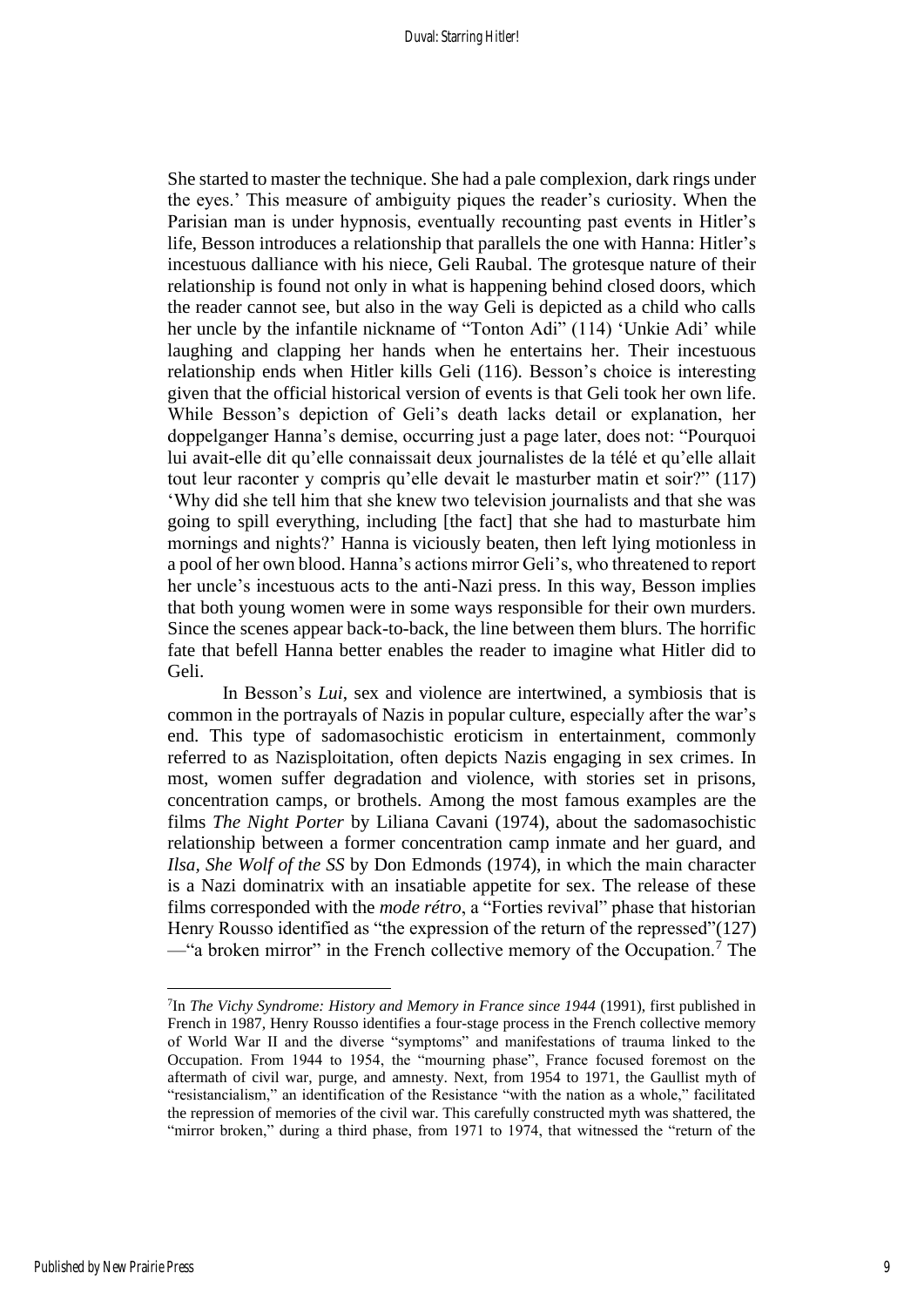She started to master the technique. She had a pale complexion, dark rings under the eyes.' This measure of ambiguity piques the reader's curiosity. When the Parisian man is under hypnosis, eventually recounting past events in Hitler's life, Besson introduces a relationship that parallels the one with Hanna: Hitler's incestuous dalliance with his niece, Geli Raubal. The grotesque nature of their relationship is found not only in what is happening behind closed doors, which the reader cannot see, but also in the way Geli is depicted as a child who calls her uncle by the infantile nickname of "Tonton Adi" (114) 'Unkie Adi' while laughing and clapping her hands when he entertains her. Their incestuous relationship ends when Hitler kills Geli (116). Besson's choice is interesting given that the official historical version of events is that Geli took her own life. While Besson's depiction of Geli's death lacks detail or explanation, her doppelganger Hanna's demise, occurring just a page later, does not: "Pourquoi lui avait-elle dit qu'elle connaissait deux journalistes de la télé et qu'elle allait tout leur raconter y compris qu'elle devait le masturber matin et soir?" (117) 'Why did she tell him that she knew two television journalists and that she was going to spill everything, including [the fact] that she had to masturbate him mornings and nights?' Hanna is viciously beaten, then left lying motionless in a pool of her own blood. Hanna's actions mirror Geli's, who threatened to report her uncle's incestuous acts to the anti-Nazi press. In this way, Besson implies that both young women were in some ways responsible for their own murders. Since the scenes appear back-to-back, the line between them blurs. The horrific fate that befell Hanna better enables the reader to imagine what Hitler did to Geli.

In Besson's *Lui*, sex and violence are intertwined, a symbiosis that is common in the portrayals of Nazis in popular culture, especially after the war's end. This type of sadomasochistic eroticism in entertainment, commonly referred to as Nazisploitation, often depicts Nazis engaging in sex crimes. In most, women suffer degradation and violence, with stories set in prisons, concentration camps, or brothels. Among the most famous examples are the films *The Night Porter* by Liliana Cavani (1974), about the sadomasochistic relationship between a former concentration camp inmate and her guard, and *Ilsa, She Wolf of the SS* by Don Edmonds (1974), in which the main character is a Nazi dominatrix with an insatiable appetite for sex. The release of these films corresponded with the *mode rétro*, a "Forties revival" phase that historian Henry Rousso identified as "the expression of the return of the repressed"(127) —"a broken mirror" in the French collective memory of the Occupation.[7] The

---

[7]In *The Vichy Syndrome: History and Memory in France since 1944* (1991), first published in French in 1987, Henry Rousso identifies a four-stage process in the French collective memory of World War II and the diverse "symptoms" and manifestations of trauma linked to the Occupation. From 1944 to 1954, the "mourning phase", France focused foremost on the aftermath of civil war, purge, and amnesty. Next, from 1954 to 1971, the Gaullist myth of "resistancialism," an identification of the Resistance "with the nation as a whole," facilitated the repression of memories of the civil war. This carefully constructed myth was shattered, the "mirror broken," during a third phase, from 1971 to 1974, that witnessed the "return of the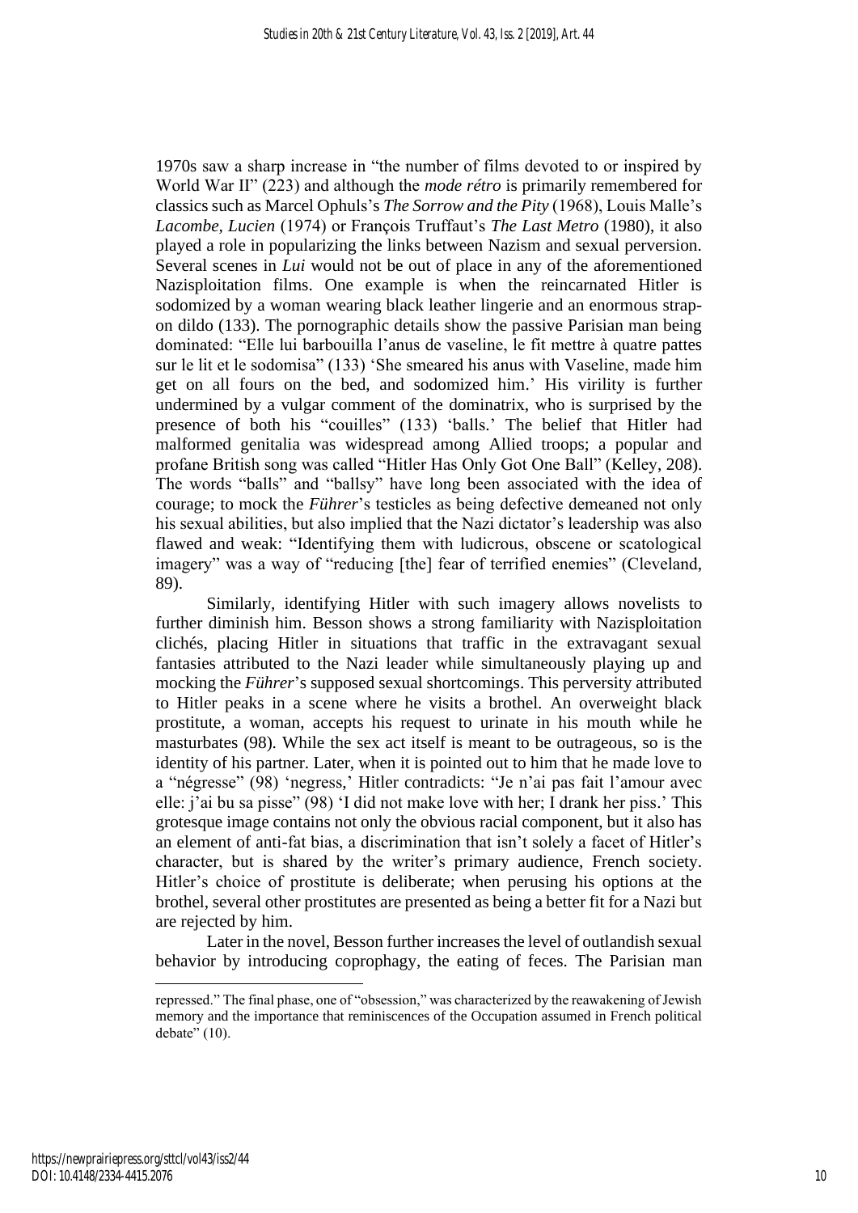1970s saw a sharp increase in "the number of films devoted to or inspired by World War II" (223) and although the *mode rétro* is primarily remembered for classics such as Marcel Ophuls's *The Sorrow and the Pity* (1968), Louis Malle's *Lacombe, Lucien* (1974) or François Truffaut's *The Last Metro* (1980), it also played a role in popularizing the links between Nazism and sexual perversion. Several scenes in *Lui* would not be out of place in any of the aforementioned Nazisploitation films. One example is when the reincarnated Hitler is sodomized by a woman wearing black leather lingerie and an enormous strap-on dildo (133). The pornographic details show the passive Parisian man being dominated: "Elle lui barbouilla l'anus de vaseline, le fit mettre à quatre pattes sur le lit et le sodomisa" (133) 'She smeared his anus with Vaseline, made him get on all fours on the bed, and sodomized him.' His virility is further undermined by a vulgar comment of the dominatrix, who is surprised by the presence of both his "couilles" (133) 'balls.' The belief that Hitler had malformed genitalia was widespread among Allied troops; a popular and profane British song was called "Hitler Has Only Got One Ball" (Kelley, 208). The words "balls" and "ballsy" have long been associated with the idea of courage; to mock the *Führer*'s testicles as being defective demeaned not only his sexual abilities, but also implied that the Nazi dictator's leadership was also flawed and weak: "Identifying them with ludicrous, obscene or scatological imagery" was a way of "reducing [the] fear of terrified enemies" (Cleveland, 89).

Similarly, identifying Hitler with such imagery allows novelists to further diminish him. Besson shows a strong familiarity with Nazisploitation clichés, placing Hitler in situations that traffic in the extravagant sexual fantasies attributed to the Nazi leader while simultaneously playing up and mocking the *Führer*'s supposed sexual shortcomings. This perversity attributed to Hitler peaks in a scene where he visits a brothel. An overweight black prostitute, a woman, accepts his request to urinate in his mouth while he masturbates (98). While the sex act itself is meant to be outrageous, so is the identity of his partner. Later, when it is pointed out to him that he made love to a "négresse" (98) 'negress,' Hitler contradicts: "Je n'ai pas fait l'amour avec elle: j'ai bu sa pisse" (98) 'I did not make love with her; I drank her piss.' This grotesque image contains not only the obvious racial component, but it also has an element of anti-fat bias, a discrimination that isn't solely a facet of Hitler's character, but is shared by the writer's primary audience, French society. Hitler's choice of prostitute is deliberate; when perusing his options at the brothel, several other prostitutes are presented as being a better fit for a Nazi but are rejected by him.

Later in the novel, Besson further increases the level of outlandish sexual behavior by introducing coprophagy, the eating of feces. The Parisian man

---

repressed." The final phase, one of "obsession," was characterized by the reawakening of Jewish memory and the importance that reminiscences of the Occupation assumed in French political debate" (10).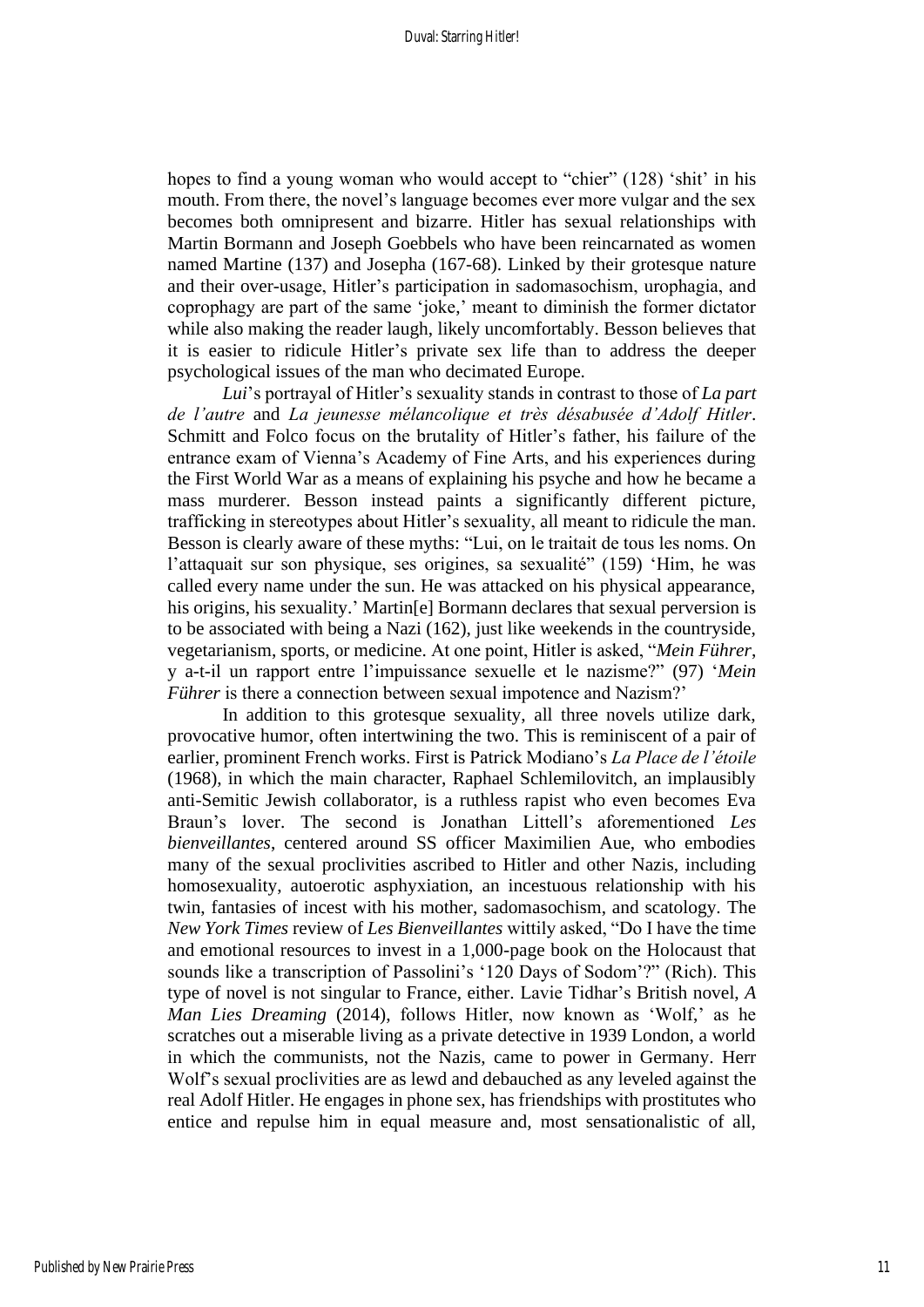hopes to find a young woman who would accept to "chier" (128) 'shit' in his mouth. From there, the novel's language becomes ever more vulgar and the sex becomes both omnipresent and bizarre. Hitler has sexual relationships with Martin Bormann and Joseph Goebbels who have been reincarnated as women named Martine (137) and Josepha (167-68). Linked by their grotesque nature and their over-usage, Hitler's participation in sadomasochism, urophagia, and coprophagy are part of the same 'joke,' meant to diminish the former dictator while also making the reader laugh, likely uncomfortably. Besson believes that it is easier to ridicule Hitler's private sex life than to address the deeper psychological issues of the man who decimated Europe.

*Lui*'s portrayal of Hitler's sexuality stands in contrast to those of *La part de l'autre* and *La jeunesse mélancolique et très désabusée d'Adolf Hitler*. Schmitt and Folco focus on the brutality of Hitler's father, his failure of the entrance exam of Vienna's Academy of Fine Arts, and his experiences during the First World War as a means of explaining his psyche and how he became a mass murderer. Besson instead paints a significantly different picture, trafficking in stereotypes about Hitler's sexuality, all meant to ridicule the man. Besson is clearly aware of these myths: "Lui, on le traitait de tous les noms. On l'attaquait sur son physique, ses origines, sa sexualité" (159) 'Him, he was called every name under the sun. He was attacked on his physical appearance, his origins, his sexuality.' Martin[e] Bormann declares that sexual perversion is to be associated with being a Nazi (162), just like weekends in the countryside, vegetarianism, sports, or medicine. At one point, Hitler is asked, "*Mein Führer*, y a-t-il un rapport entre l'impuissance sexuelle et le nazisme?" (97) '*Mein Führer* is there a connection between sexual impotence and Nazism?'

In addition to this grotesque sexuality, all three novels utilize dark, provocative humor, often intertwining the two. This is reminiscent of a pair of earlier, prominent French works. First is Patrick Modiano's *La Place de l'étoile* (1968), in which the main character, Raphael Schlemilovitch, an implausibly anti-Semitic Jewish collaborator, is a ruthless rapist who even becomes Eva Braun's lover. The second is Jonathan Littell's aforementioned *Les bienveillantes*, centered around SS officer Maximilien Aue, who embodies many of the sexual proclivities ascribed to Hitler and other Nazis, including homosexuality, autoerotic asphyxiation, an incestuous relationship with his twin, fantasies of incest with his mother, sadomasochism, and scatology. The *New York Times* review of *Les Bienveillantes* wittily asked, "Do I have the time and emotional resources to invest in a 1,000-page book on the Holocaust that sounds like a transcription of Passolini's '120 Days of Sodom'?" (Rich). This type of novel is not singular to France, either. Lavie Tidhar's British novel, *A Man Lies Dreaming* (2014), follows Hitler, now known as 'Wolf,' as he scratches out a miserable living as a private detective in 1939 London, a world in which the communists, not the Nazis, came to power in Germany. Herr Wolf's sexual proclivities are as lewd and debauched as any leveled against the real Adolf Hitler. He engages in phone sex, has friendships with prostitutes who entice and repulse him in equal measure and, most sensationalistic of all,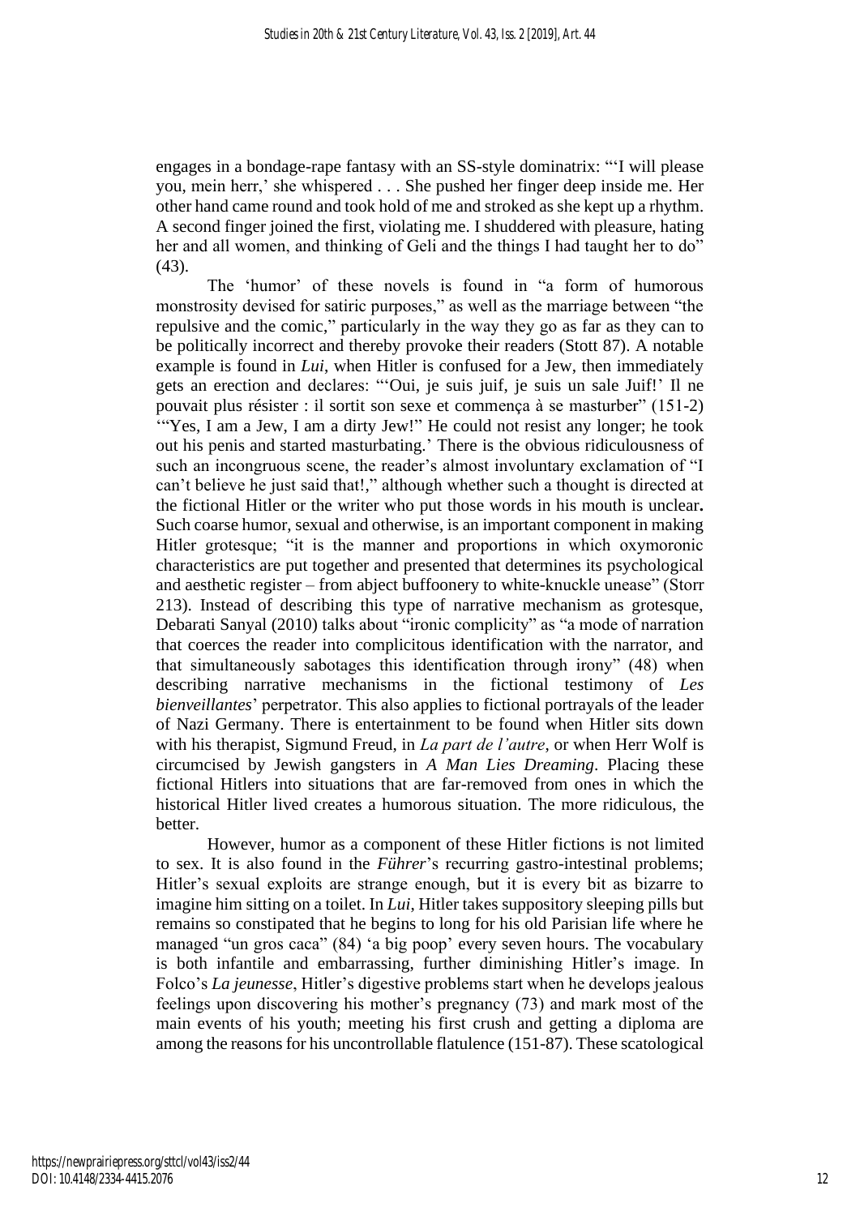engages in a bondage-rape fantasy with an SS-style dominatrix: "'I will please you, mein herr,' she whispered . . . She pushed her finger deep inside me. Her other hand came round and took hold of me and stroked as she kept up a rhythm. A second finger joined the first, violating me. I shuddered with pleasure, hating her and all women, and thinking of Geli and the things I had taught her to do" (43).

The 'humor' of these novels is found in "a form of humorous monstrosity devised for satiric purposes," as well as the marriage between "the repulsive and the comic," particularly in the way they go as far as they can to be politically incorrect and thereby provoke their readers (Stott 87). A notable example is found in *Lui*, when Hitler is confused for a Jew, then immediately gets an erection and declares: "'Oui, je suis juif, je suis un sale Juif!' Il ne pouvait plus résister : il sortit son sexe et commença à se masturber" (151-2) '"Yes, I am a Jew, I am a dirty Jew!" He could not resist any longer; he took out his penis and started masturbating.' There is the obvious ridiculousness of such an incongruous scene, the reader's almost involuntary exclamation of "I can't believe he just said that!," although whether such a thought is directed at the fictional Hitler or the writer who put those words in his mouth is unclear**.** Such coarse humor, sexual and otherwise, is an important component in making Hitler grotesque; "it is the manner and proportions in which oxymoronic characteristics are put together and presented that determines its psychological and aesthetic register – from abject buffoonery to white-knuckle unease" (Storr 213). Instead of describing this type of narrative mechanism as grotesque, Debarati Sanyal (2010) talks about "ironic complicity" as "a mode of narration that coerces the reader into complicitous identification with the narrator, and that simultaneously sabotages this identification through irony" (48) when describing narrative mechanisms in the fictional testimony of *Les bienveillantes*' perpetrator. This also applies to fictional portrayals of the leader of Nazi Germany. There is entertainment to be found when Hitler sits down with his therapist, Sigmund Freud, in *La part de l'autre*, or when Herr Wolf is circumcised by Jewish gangsters in *A Man Lies Dreaming*. Placing these fictional Hitlers into situations that are far-removed from ones in which the historical Hitler lived creates a humorous situation. The more ridiculous, the better.

However, humor as a component of these Hitler fictions is not limited to sex. It is also found in the *Führer*'s recurring gastro-intestinal problems; Hitler's sexual exploits are strange enough, but it is every bit as bizarre to imagine him sitting on a toilet. In *Lui*, Hitler takes suppository sleeping pills but remains so constipated that he begins to long for his old Parisian life where he managed "un gros caca" (84) 'a big poop' every seven hours. The vocabulary is both infantile and embarrassing, further diminishing Hitler's image. In Folco's *La jeunesse*, Hitler's digestive problems start when he develops jealous feelings upon discovering his mother's pregnancy (73) and mark most of the main events of his youth; meeting his first crush and getting a diploma are among the reasons for his uncontrollable flatulence (151-87). These scatological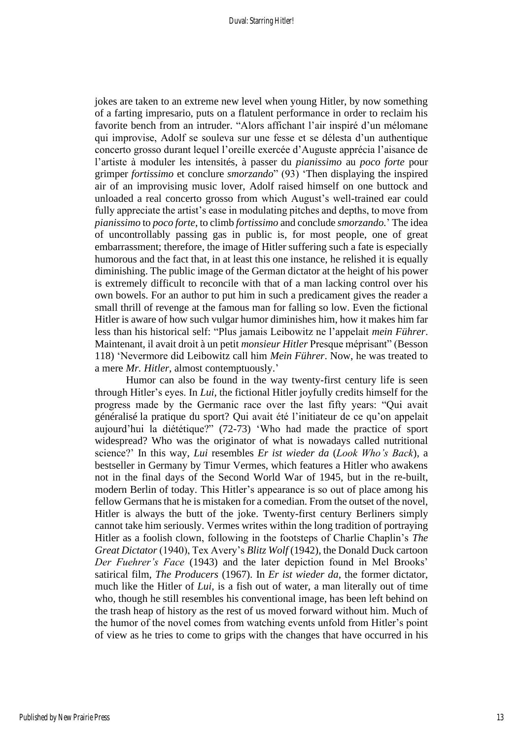jokes are taken to an extreme new level when young Hitler, by now something of a farting impresario, puts on a flatulent performance in order to reclaim his favorite bench from an intruder. "Alors affichant l'air inspiré d'un mélomane qui improvise, Adolf se souleva sur une fesse et se délesta d'un authentique concerto grosso durant lequel l'oreille exercée d'Auguste apprécia l'aisance de l'artiste à moduler les intensités, à passer du *pianissimo* au *poco forte* pour grimper *fortissimo* et conclure *smorzando*" (93) 'Then displaying the inspired air of an improvising music lover, Adolf raised himself on one buttock and unloaded a real concerto grosso from which August's well-trained ear could fully appreciate the artist's ease in modulating pitches and depths, to move from *pianissimo* to *poco forte*, to climb *fortissimo* and conclude *smorzando*.' The idea of uncontrollably passing gas in public is, for most people, one of great embarrassment; therefore, the image of Hitler suffering such a fate is especially humorous and the fact that, in at least this one instance, he relished it is equally diminishing. The public image of the German dictator at the height of his power is extremely difficult to reconcile with that of a man lacking control over his own bowels. For an author to put him in such a predicament gives the reader a small thrill of revenge at the famous man for falling so low. Even the fictional Hitler is aware of how such vulgar humor diminishes him, how it makes him far less than his historical self: "Plus jamais Leibowitz ne l'appelait *mein Führer*. Maintenant, il avait droit à un petit *monsieur Hitler* Presque méprisant" (Besson 118) 'Nevermore did Leibowitz call him *Mein Führer*. Now, he was treated to a mere *Mr. Hitler*, almost contemptuously.'

Humor can also be found in the way twenty-first century life is seen through Hitler's eyes. In *Lui*, the fictional Hitler joyfully credits himself for the progress made by the Germanic race over the last fifty years: "Qui avait généralisé la pratique du sport? Qui avait été l'initiateur de ce qu'on appelait aujourd'hui la diététique?" (72-73) 'Who had made the practice of sport widespread? Who was the originator of what is nowadays called nutritional science?' In this way, *Lui* resembles *Er ist wieder da* (*Look Who's Back*), a bestseller in Germany by Timur Vermes, which features a Hitler who awakens not in the final days of the Second World War of 1945, but in the re-built, modern Berlin of today. This Hitler's appearance is so out of place among his fellow Germans that he is mistaken for a comedian. From the outset of the novel, Hitler is always the butt of the joke. Twenty-first century Berliners simply cannot take him seriously. Vermes writes within the long tradition of portraying Hitler as a foolish clown, following in the footsteps of Charlie Chaplin's *The Great Dictator* (1940), Tex Avery's *Blitz Wolf* (1942), the Donald Duck cartoon *Der Fuehrer's Face* (1943) and the later depiction found in Mel Brooks' satirical film, *The Producers* (1967). In *Er ist wieder da*, the former dictator, much like the Hitler of *Lui*, is a fish out of water, a man literally out of time who, though he still resembles his conventional image, has been left behind on the trash heap of history as the rest of us moved forward without him. Much of the humor of the novel comes from watching events unfold from Hitler's point of view as he tries to come to grips with the changes that have occurred in his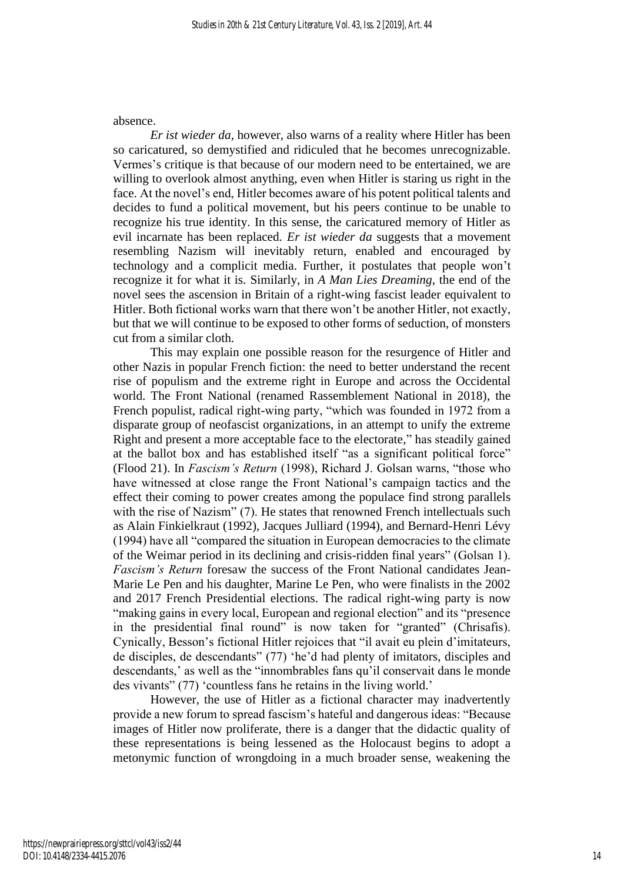absence.

*Er ist wieder da*, however, also warns of a reality where Hitler has been so caricatured, so demystified and ridiculed that he becomes unrecognizable. Vermes's critique is that because of our modern need to be entertained, we are willing to overlook almost anything, even when Hitler is staring us right in the face. At the novel's end, Hitler becomes aware of his potent political talents and decides to fund a political movement, but his peers continue to be unable to recognize his true identity. In this sense, the caricatured memory of Hitler as evil incarnate has been replaced. *Er ist wieder da* suggests that a movement resembling Nazism will inevitably return, enabled and encouraged by technology and a complicit media. Further, it postulates that people won't recognize it for what it is. Similarly, in *A Man Lies Dreaming*, the end of the novel sees the ascension in Britain of a right-wing fascist leader equivalent to Hitler. Both fictional works warn that there won't be another Hitler, not exactly, but that we will continue to be exposed to other forms of seduction, of monsters cut from a similar cloth.

This may explain one possible reason for the resurgence of Hitler and other Nazis in popular French fiction: the need to better understand the recent rise of populism and the extreme right in Europe and across the Occidental world. The Front National (renamed Rassemblement National in 2018), the French populist, radical right-wing party, "which was founded in 1972 from a disparate group of neofascist organizations, in an attempt to unify the extreme Right and present a more acceptable face to the electorate," has steadily gained at the ballot box and has established itself "as a significant political force" (Flood 21). In *Fascism's Return* (1998), Richard J. Golsan warns, "those who have witnessed at close range the Front National's campaign tactics and the effect their coming to power creates among the populace find strong parallels with the rise of Nazism" (7). He states that renowned French intellectuals such as Alain Finkielkraut (1992), Jacques Julliard (1994), and Bernard-Henri Lévy (1994) have all "compared the situation in European democracies to the climate of the Weimar period in its declining and crisis-ridden final years" (Golsan 1). *Fascism's Return* foresaw the success of the Front National candidates Jean-Marie Le Pen and his daughter, Marine Le Pen, who were finalists in the 2002 and 2017 French Presidential elections. The radical right-wing party is now "making gains in every local, European and regional election" and its "presence in the presidential final round" is now taken for "granted" (Chrisafis). Cynically, Besson's fictional Hitler rejoices that "il avait eu plein d'imitateurs, de disciples, de descendants" (77) 'he'd had plenty of imitators, disciples and descendants,' as well as the "innombrables fans qu'il conservait dans le monde des vivants" (77) 'countless fans he retains in the living world.'

However, the use of Hitler as a fictional character may inadvertently provide a new forum to spread fascism's hateful and dangerous ideas: "Because images of Hitler now proliferate, there is a danger that the didactic quality of these representations is being lessened as the Holocaust begins to adopt a metonymic function of wrongdoing in a much broader sense, weakening the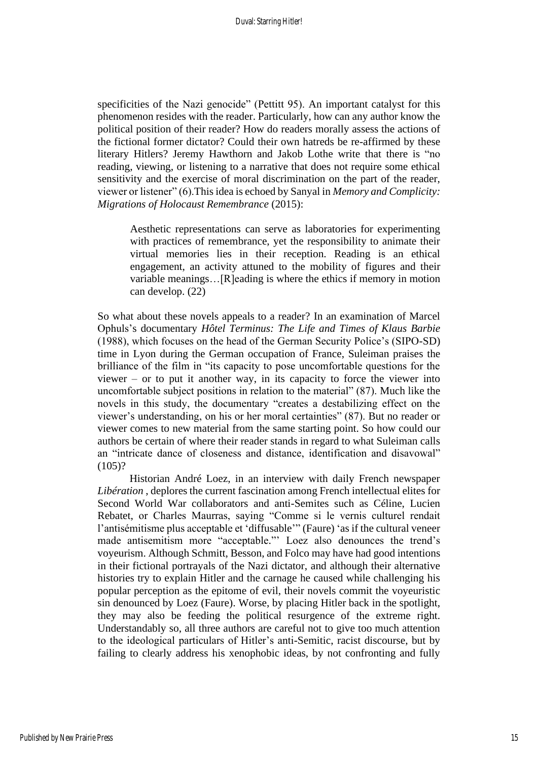specificities of the Nazi genocide" (Pettitt 95). An important catalyst for this phenomenon resides with the reader. Particularly, how can any author know the political position of their reader? How do readers morally assess the actions of the fictional former dictator? Could their own hatreds be re-affirmed by these literary Hitlers? Jeremy Hawthorn and Jakob Lothe write that there is "no reading, viewing, or listening to a narrative that does not require some ethical sensitivity and the exercise of moral discrimination on the part of the reader, viewer or listener" (6).This idea is echoed by Sanyal in *Memory and Complicity: Migrations of Holocaust Remembrance* (2015):

> Aesthetic representations can serve as laboratories for experimenting with practices of remembrance, yet the responsibility to animate their virtual memories lies in their reception. Reading is an ethical engagement, an activity attuned to the mobility of figures and their variable meanings…[R]eading is where the ethics if memory in motion can develop. (22)

So what about these novels appeals to a reader? In an examination of Marcel Ophuls's documentary *Hôtel Terminus: The Life and Times of Klaus Barbie* (1988), which focuses on the head of the German Security Police's (SIPO-SD) time in Lyon during the German occupation of France, Suleiman praises the brilliance of the film in "its capacity to pose uncomfortable questions for the viewer – or to put it another way, in its capacity to force the viewer into uncomfortable subject positions in relation to the material" (87). Much like the novels in this study, the documentary "creates a destabilizing effect on the viewer's understanding, on his or her moral certainties" (87). But no reader or viewer comes to new material from the same starting point. So how could our authors be certain of where their reader stands in regard to what Suleiman calls an "intricate dance of closeness and distance, identification and disavowal" (105)?

Historian André Loez, in an interview with daily French newspaper *Libération* , deplores the current fascination among French intellectual elites for Second World War collaborators and anti-Semites such as Céline, Lucien Rebatet, or Charles Maurras, saying "Comme si le vernis culturel rendait l'antisémitisme plus acceptable et 'diffusable'" (Faure) 'as if the cultural veneer made antisemitism more "acceptable."' Loez also denounces the trend's voyeurism. Although Schmitt, Besson, and Folco may have had good intentions in their fictional portrayals of the Nazi dictator, and although their alternative histories try to explain Hitler and the carnage he caused while challenging his popular perception as the epitome of evil, their novels commit the voyeuristic sin denounced by Loez (Faure). Worse, by placing Hitler back in the spotlight, they may also be feeding the political resurgence of the extreme right. Understandably so, all three authors are careful not to give too much attention to the ideological particulars of Hitler's anti-Semitic, racist discourse, but by failing to clearly address his xenophobic ideas, by not confronting and fully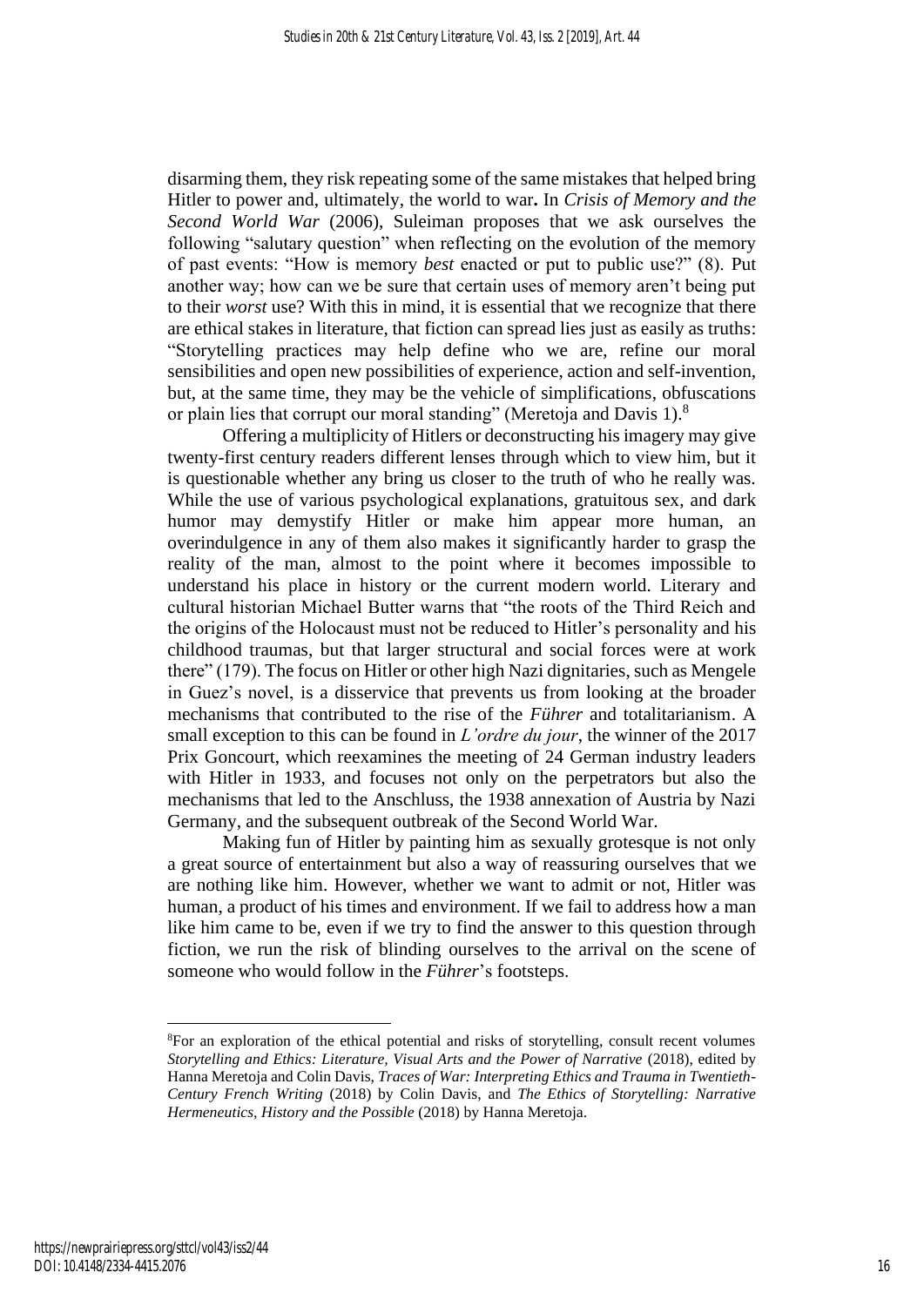disarming them, they risk repeating some of the same mistakes that helped bring Hitler to power and, ultimately, the world to war**.** In *Crisis of Memory and the Second World War* (2006), Suleiman proposes that we ask ourselves the following "salutary question" when reflecting on the evolution of the memory of past events: "How is memory *best* enacted or put to public use?" (8). Put another way; how can we be sure that certain uses of memory aren't being put to their *worst* use? With this in mind, it is essential that we recognize that there are ethical stakes in literature, that fiction can spread lies just as easily as truths: "Storytelling practices may help define who we are, refine our moral sensibilities and open new possibilities of experience, action and self-invention, but, at the same time, they may be the vehicle of simplifications, obfuscations or plain lies that corrupt our moral standing" (Meretoja and Davis 1).[8]

Offering a multiplicity of Hitlers or deconstructing his imagery may give twenty-first century readers different lenses through which to view him, but it is questionable whether any bring us closer to the truth of who he really was. While the use of various psychological explanations, gratuitous sex, and dark humor may demystify Hitler or make him appear more human, an overindulgence in any of them also makes it significantly harder to grasp the reality of the man, almost to the point where it becomes impossible to understand his place in history or the current modern world. Literary and cultural historian Michael Butter warns that "the roots of the Third Reich and the origins of the Holocaust must not be reduced to Hitler's personality and his childhood traumas, but that larger structural and social forces were at work there" (179). The focus on Hitler or other high Nazi dignitaries, such as Mengele in Guez's novel, is a disservice that prevents us from looking at the broader mechanisms that contributed to the rise of the *Führer* and totalitarianism. A small exception to this can be found in *L'ordre du jour*, the winner of the 2017 Prix Goncourt, which reexamines the meeting of 24 German industry leaders with Hitler in 1933, and focuses not only on the perpetrators but also the mechanisms that led to the Anschluss, the 1938 annexation of Austria by Nazi Germany, and the subsequent outbreak of the Second World War.

Making fun of Hitler by painting him as sexually grotesque is not only a great source of entertainment but also a way of reassuring ourselves that we are nothing like him. However, whether we want to admit or not, Hitler was human, a product of his times and environment. If we fail to address how a man like him came to be, even if we try to find the answer to this question through fiction, we run the risk of blinding ourselves to the arrival on the scene of someone who would follow in the *Führer*'s footsteps.

---

[8]For an exploration of the ethical potential and risks of storytelling, consult recent volumes *Storytelling and Ethics: Literature, Visual Arts and the Power of Narrative* (2018), edited by Hanna Meretoja and Colin Davis, *Traces of War: Interpreting Ethics and Trauma in Twentieth-Century French Writing* (2018) by Colin Davis, and *The Ethics of Storytelling: Narrative Hermeneutics, History and the Possible* (2018) by Hanna Meretoja.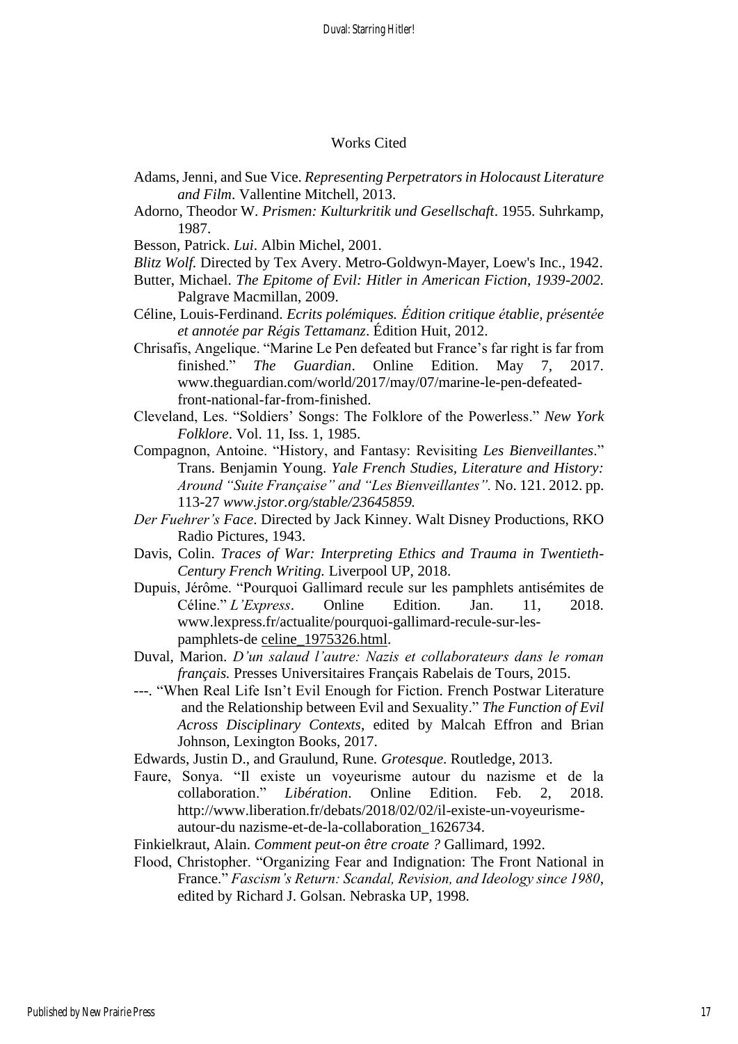## Works Cited

Adams, Jenni, and Sue Vice. *Representing Perpetrators in Holocaust Literature and Film*. Vallentine Mitchell, 2013.

Adorno, Theodor W. *Prismen: Kulturkritik und Gesellschaft*. 1955. Suhrkamp, 1987.

Besson, Patrick. *Lui*. Albin Michel, 2001.

*Blitz Wolf.* Directed by Tex Avery. Metro-Goldwyn-Mayer, Loew's Inc., 1942.

Butter, Michael. *The Epitome of Evil: Hitler in American Fiction, 1939-2002.* Palgrave Macmillan, 2009.

Céline, Louis-Ferdinand. *Ecrits polémiques. Édition critique établie, présentée et annotée par Régis Tettamanz*. Édition Huit, 2012.

Chrisafis, Angelique. "Marine Le Pen defeated but France's far right is far from finished." *The Guardian*. Online Edition. May 7, 2017. www.theguardian.com/world/2017/may/07/marine-le-pen-defeated-front-national-far-from-finished.

Cleveland, Les. "Soldiers' Songs: The Folklore of the Powerless." *New York Folklore*. Vol. 11, Iss. 1, 1985.

Compagnon, Antoine. "History, and Fantasy: Revisiting *Les Bienveillantes*." Trans. Benjamin Young. *Yale French Studies, Literature and History: Around "Suite Française" and "Les Bienveillantes".* No. 121. 2012. pp. 113-27 *www.jstor.org/stable/23645859.*

*Der Fuehrer's Face*. Directed by Jack Kinney. Walt Disney Productions, RKO Radio Pictures, 1943.

Davis, Colin. *Traces of War: Interpreting Ethics and Trauma in Twentieth-Century French Writing.* Liverpool UP, 2018.

Dupuis, Jérôme. "Pourquoi Gallimard recule sur les pamphlets antisémites de Céline." *L'Express*. Online Edition. Jan. 11, 2018. www.lexpress.fr/actualite/pourquoi-gallimard-recule-sur-les-pamphlets-de celine_1975326.html.

Duval, Marion. *D'un salaud l'autre: Nazis et collaborateurs dans le roman français.* Presses Universitaires Français Rabelais de Tours, 2015.

---. "When Real Life Isn't Evil Enough for Fiction. French Postwar Literature and the Relationship between Evil and Sexuality." *The Function of Evil Across Disciplinary Contexts*, edited by Malcah Effron and Brian Johnson, Lexington Books, 2017.

Edwards, Justin D., and Graulund, Rune. *Grotesque*. Routledge, 2013.

Faure, Sonya. "Il existe un voyeurisme autour du nazisme et de la collaboration." *Libération*. Online Edition. Feb. 2, 2018. http://www.liberation.fr/debats/2018/02/02/il-existe-un-voyeurisme-autour-du nazisme-et-de-la-collaboration_1626734.

Finkielkraut, Alain. *Comment peut-on être croate ?* Gallimard, 1992.

Flood, Christopher. "Organizing Fear and Indignation: The Front National in France." *Fascism's Return: Scandal, Revision, and Ideology since 1980*, edited by Richard J. Golsan. Nebraska UP, 1998.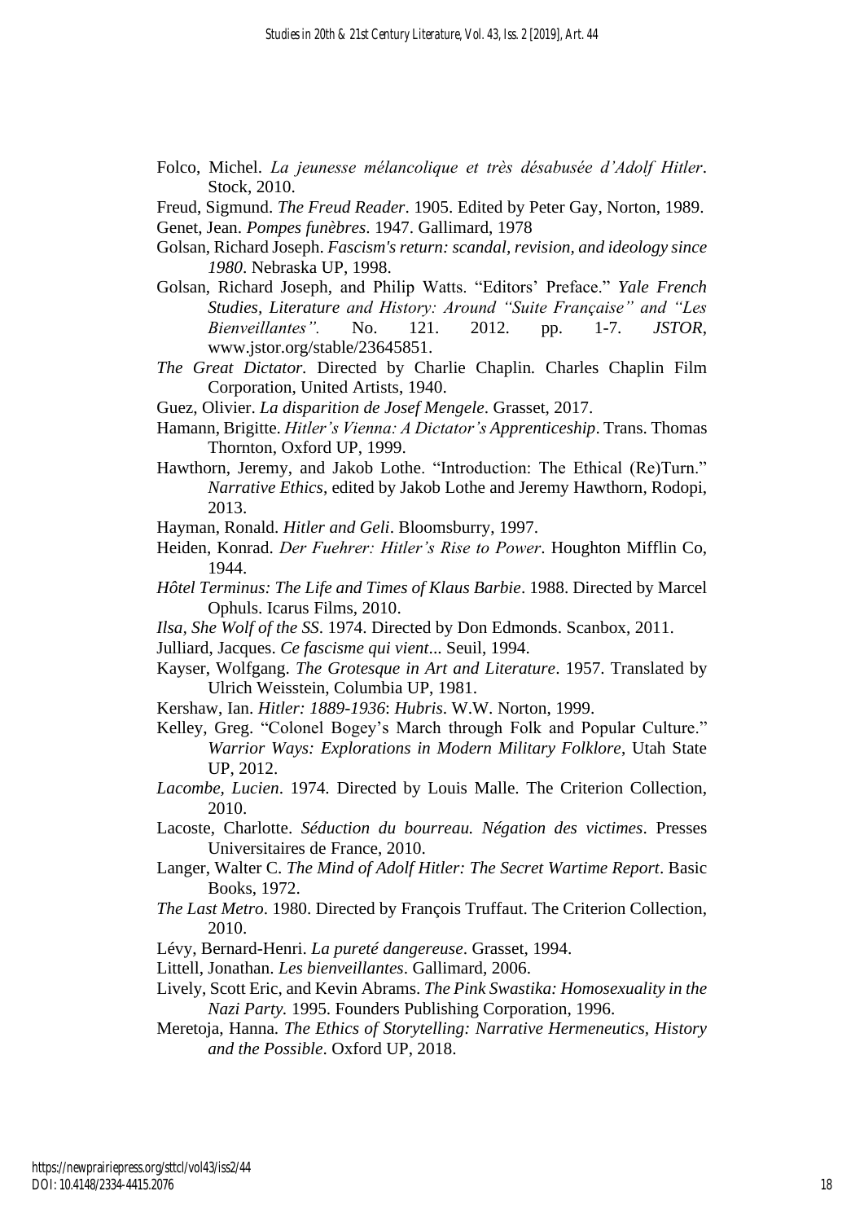Folco, Michel. *La jeunesse mélancolique et très désabusée d'Adolf Hitler*. Stock, 2010.

Freud, Sigmund. *The Freud Reader*. 1905. Edited by Peter Gay, Norton, 1989.

Genet, Jean. *Pompes funèbres*. 1947. Gallimard, 1978

Golsan, Richard Joseph. *Fascism's return: scandal, revision, and ideology since 1980*. Nebraska UP, 1998.

Golsan, Richard Joseph, and Philip Watts. "Editors' Preface." *Yale French Studies, Literature and History: Around "Suite Française" and "Les Bienveillantes".* No. 121. 2012. pp. 1-7. *JSTOR*, www.jstor.org/stable/23645851.

*The Great Dictator*. Directed by Charlie Chaplin. Charles Chaplin Film Corporation, United Artists, 1940.

Guez, Olivier. *La disparition de Josef Mengele*. Grasset, 2017.

Hamann, Brigitte. *Hitler's Vienna: A Dictator's Apprenticeship*. Trans. Thomas Thornton, Oxford UP, 1999.

Hawthorn, Jeremy, and Jakob Lothe. "Introduction: The Ethical (Re)Turn." *Narrative Ethics*, edited by Jakob Lothe and Jeremy Hawthorn, Rodopi, 2013.

Hayman, Ronald. *Hitler and Geli*. Bloomsburry, 1997.

Heiden, Konrad. *Der Fuehrer: Hitler's Rise to Power*. Houghton Mifflin Co, 1944.

*Hôtel Terminus: The Life and Times of Klaus Barbie*. 1988. Directed by Marcel Ophuls. Icarus Films, 2010.

*Ilsa, She Wolf of the SS*. 1974. Directed by Don Edmonds. Scanbox, 2011.

Julliard, Jacques. *Ce fascisme qui vient*... Seuil, 1994.

Kayser, Wolfgang. *The Grotesque in Art and Literature*. 1957. Translated by Ulrich Weisstein, Columbia UP, 1981.

Kershaw, Ian. *Hitler: 1889-1936*: *Hubris*. W.W. Norton, 1999.

Kelley, Greg. "Colonel Bogey's March through Folk and Popular Culture." *Warrior Ways: Explorations in Modern Military Folklore*, Utah State UP, 2012.

*Lacombe, Lucien*. 1974. Directed by Louis Malle. The Criterion Collection, 2010.

Lacoste, Charlotte. *Séduction du bourreau. Négation des victimes*. Presses Universitaires de France, 2010.

Langer, Walter C. *The Mind of Adolf Hitler: The Secret Wartime Report*. Basic Books, 1972.

*The Last Metro*. 1980. Directed by François Truffaut. The Criterion Collection, 2010.

Lévy, Bernard-Henri. *La pureté dangereuse*. Grasset, 1994.

Littell, Jonathan. *Les bienveillantes*. Gallimard, 2006.

Lively, Scott Eric, and Kevin Abrams. *The Pink Swastika: Homosexuality in the Nazi Party.* 1995. Founders Publishing Corporation, 1996.

Meretoja, Hanna. *The Ethics of Storytelling: Narrative Hermeneutics, History and the Possible*. Oxford UP, 2018.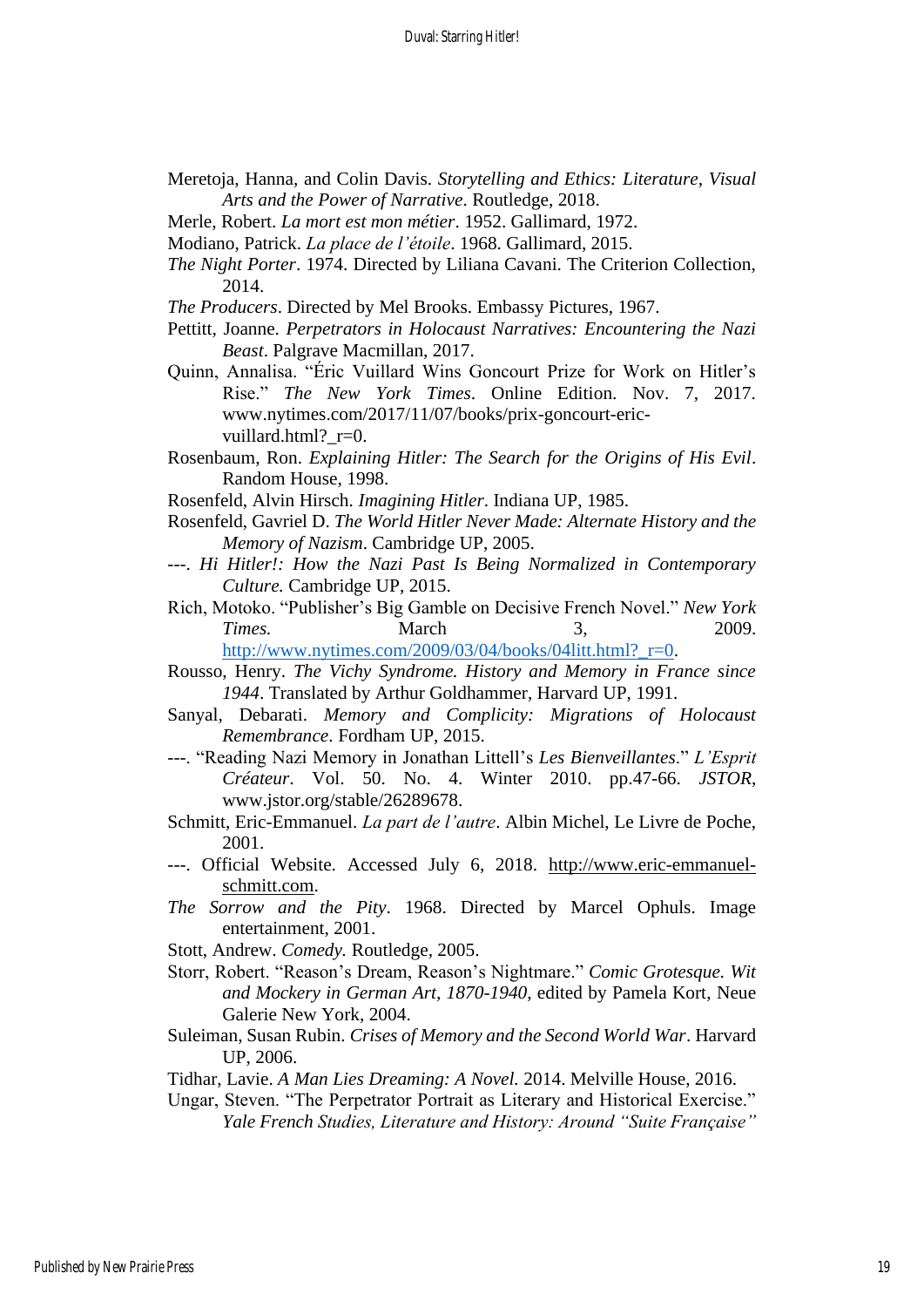Meretoja, Hanna, and Colin Davis. *Storytelling and Ethics: Literature, Visual Arts and the Power of Narrative*. Routledge, 2018.

Merle, Robert. *La mort est mon métier*. 1952. Gallimard, 1972.

Modiano, Patrick. *La place de l'étoile*. 1968. Gallimard, 2015.

*The Night Porter*. 1974. Directed by Liliana Cavani. The Criterion Collection, 2014.

*The Producers*. Directed by Mel Brooks. Embassy Pictures, 1967.

Pettitt, Joanne. *Perpetrators in Holocaust Narratives: Encountering the Nazi Beast*. Palgrave Macmillan, 2017.

Quinn, Annalisa. "Éric Vuillard Wins Goncourt Prize for Work on Hitler's Rise." *The New York Times*. Online Edition. Nov. 7, 2017. www.nytimes.com/2017/11/07/books/prix-goncourt-eric-vuillard.html?_r=0.

Rosenbaum, Ron. *Explaining Hitler: The Search for the Origins of His Evil*. Random House, 1998.

Rosenfeld, Alvin Hirsch. *Imagining Hitler*. Indiana UP, 1985.

Rosenfeld, Gavriel D. *The World Hitler Never Made: Alternate History and the Memory of Nazism*. Cambridge UP, 2005.

---. *Hi Hitler!: How the Nazi Past Is Being Normalized in Contemporary Culture.* Cambridge UP, 2015.

Rich, Motoko. "Publisher's Big Gamble on Decisive French Novel." *New York Times.* March 3, 2009. http://www.nytimes.com/2009/03/04/books/04litt.html?_r=0.

Rousso, Henry. *The Vichy Syndrome. History and Memory in France since 1944*. Translated by Arthur Goldhammer, Harvard UP, 1991.

Sanyal, Debarati. *Memory and Complicity: Migrations of Holocaust Remembrance*. Fordham UP, 2015.

---. "Reading Nazi Memory in Jonathan Littell's *Les Bienveillantes*." *L'Esprit Créateur*. Vol. 50. No. 4. Winter 2010. pp.47-66. *JSTOR*, www.jstor.org/stable/26289678.

Schmitt, Eric-Emmanuel. *La part de l'autre*. Albin Michel, Le Livre de Poche, 2001.

---. Official Website. Accessed July 6, 2018. http://www.eric-emmanuel-schmitt.com.

*The Sorrow and the Pity*. 1968. Directed by Marcel Ophuls. Image entertainment, 2001.

Stott, Andrew. *Comedy.* Routledge, 2005.

Storr, Robert. "Reason's Dream, Reason's Nightmare." *Comic Grotesque. Wit and Mockery in German Art, 1870-1940*, edited by Pamela Kort, Neue Galerie New York, 2004.

Suleiman, Susan Rubin. *Crises of Memory and the Second World War*. Harvard UP, 2006.

Tidhar, Lavie. *A Man Lies Dreaming: A Novel.* 2014. Melville House, 2016.

Ungar, Steven. "The Perpetrator Portrait as Literary and Historical Exercise." *Yale French Studies, Literature and History: Around "Suite Française"*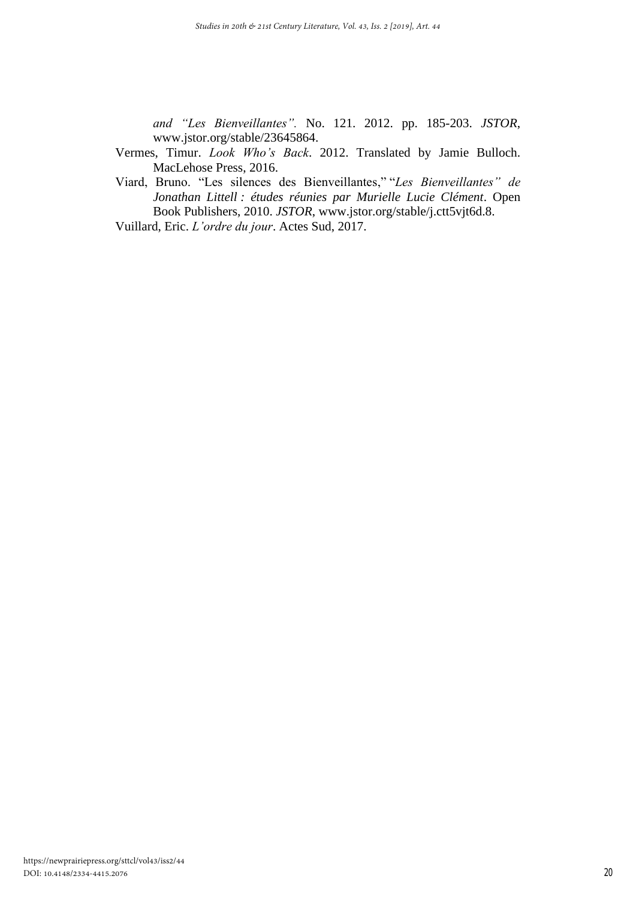*and "Les Bienveillantes".* No. 121. 2012. pp. 185-203. *JSTOR*, www.jstor.org/stable/23645864.

Vermes, Timur. *Look Who's Back*. 2012. Translated by Jamie Bulloch. MacLehose Press, 2016.

Viard, Bruno. "Les silences des Bienveillantes," "*Les Bienveillantes" de Jonathan Littell : études réunies par Murielle Lucie Clément*. Open Book Publishers, 2010. *JSTOR*, www.jstor.org/stable/j.ctt5vjt6d.8.

Vuillard, Eric. *L'ordre du jour*. Actes Sud, 2017.